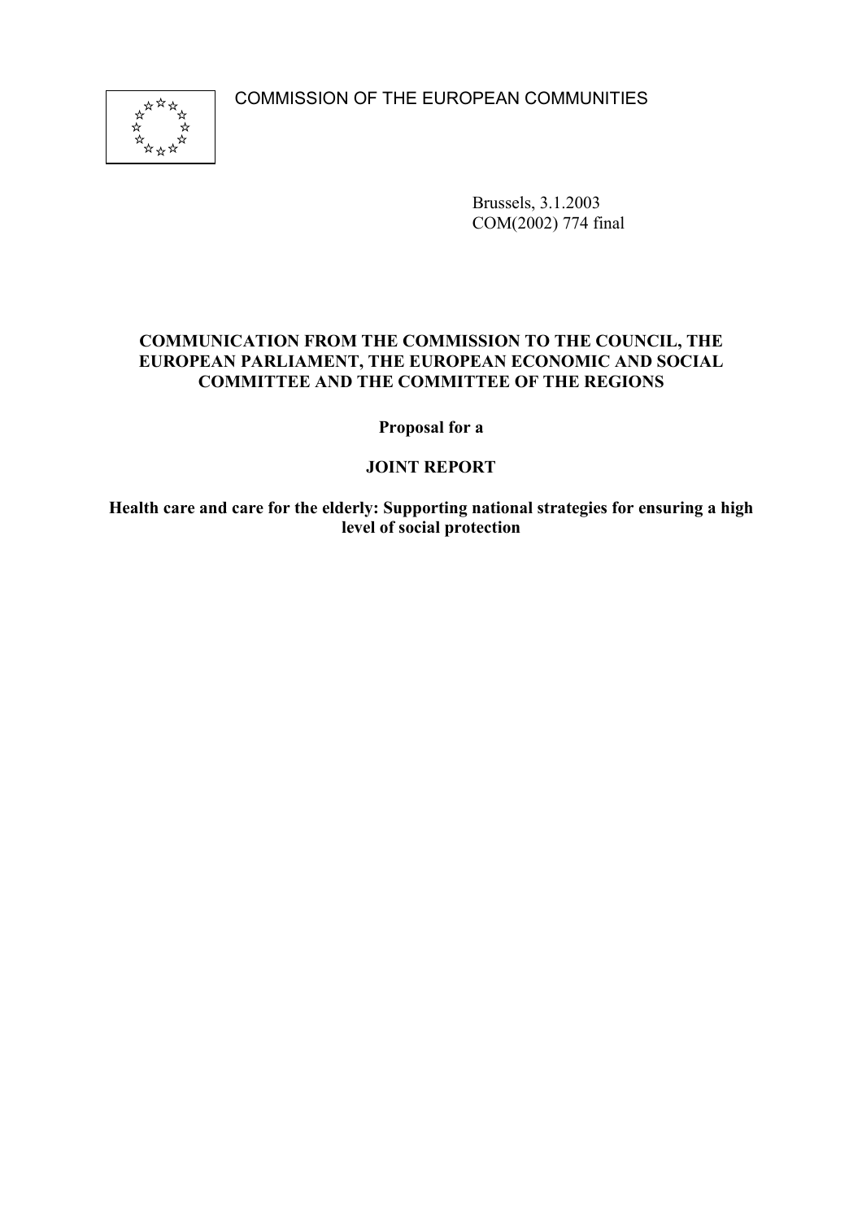COMMISSION OF THE EUROPEAN COMMUNITIES

Brussels, 3.1.2003
COM(2002) 774 final

**COMMUNICATION FROM THE COMMISSION TO THE COUNCIL, THE EUROPEAN PARLIAMENT, THE EUROPEAN ECONOMIC AND SOCIAL COMMITTEE AND THE COMMITTEE OF THE REGIONS**

**Proposal for a**

**JOINT REPORT**

**Health care and care for the elderly: Supporting national strategies for ensuring a high level of social protection**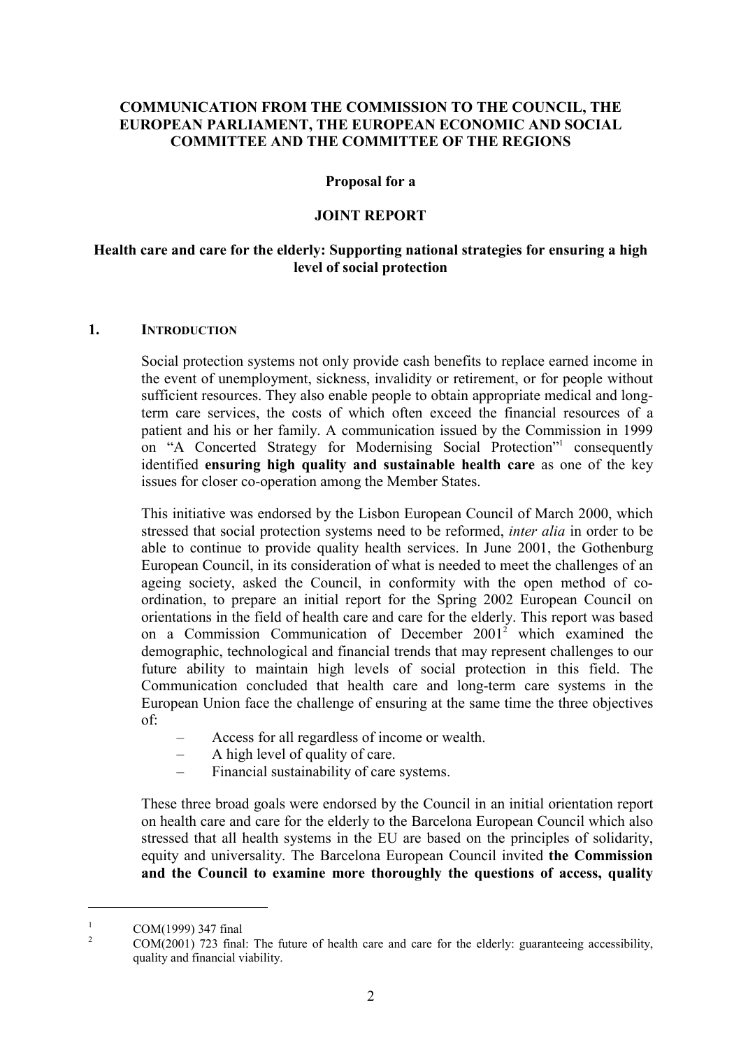**COMMUNICATION FROM THE COMMISSION TO THE COUNCIL, THE EUROPEAN PARLIAMENT, THE EUROPEAN ECONOMIC AND SOCIAL COMMITTEE AND THE COMMITTEE OF THE REGIONS**

**Proposal for a**

**JOINT REPORT**

**Health care and care for the elderly: Supporting national strategies for ensuring a high level of social protection**

## 1. INTRODUCTION

Social protection systems not only provide cash benefits to replace earned income in the event of unemployment, sickness, invalidity or retirement, or for people without sufficient resources. They also enable people to obtain appropriate medical and long-term care services, the costs of which often exceed the financial resources of a patient and his or her family. A communication issued by the Commission in 1999 on "A Concerted Strategy for Modernising Social Protection"[1] consequently identified **ensuring high quality and sustainable health care** as one of the key issues for closer co-operation among the Member States.

This initiative was endorsed by the Lisbon European Council of March 2000, which stressed that social protection systems need to be reformed, *inter alia* in order to be able to continue to provide quality health services. In June 2001, the Gothenburg European Council, in its consideration of what is needed to meet the challenges of an ageing society, asked the Council, in conformity with the open method of co-ordination, to prepare an initial report for the Spring 2002 European Council on orientations in the field of health care and care for the elderly. This report was based on a Commission Communication of December 2001[2] which examined the demographic, technological and financial trends that may represent challenges to our future ability to maintain high levels of social protection in this field. The Communication concluded that health care and long-term care systems in the European Union face the challenge of ensuring at the same time the three objectives of:

- Access for all regardless of income or wealth.
- A high level of quality of care.
- Financial sustainability of care systems.

These three broad goals were endorsed by the Council in an initial orientation report on health care and care for the elderly to the Barcelona European Council which also stressed that all health systems in the EU are based on the principles of solidarity, equity and universality. The Barcelona European Council invited **the Commission and the Council to examine more thoroughly the questions of access, quality**

---

[1] COM(1999) 347 final

[2] COM(2001) 723 final: The future of health care and care for the elderly: guaranteeing accessibility, quality and financial viability.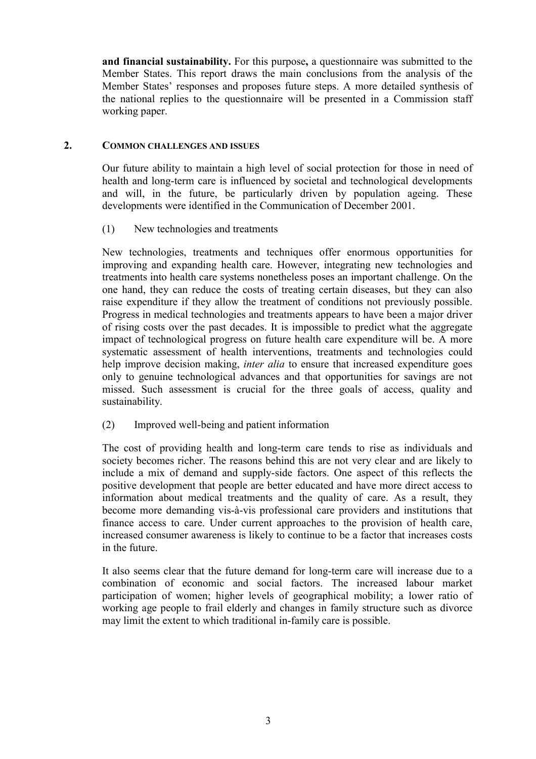**and financial sustainability.** For this purpose**,** a questionnaire was submitted to the Member States. This report draws the main conclusions from the analysis of the Member States' responses and proposes future steps. A more detailed synthesis of the national replies to the questionnaire will be presented in a Commission staff working paper.

## 2. COMMON CHALLENGES AND ISSUES

Our future ability to maintain a high level of social protection for those in need of health and long-term care is influenced by societal and technological developments and will, in the future, be particularly driven by population ageing. These developments were identified in the Communication of December 2001.

(1) New technologies and treatments

New technologies, treatments and techniques offer enormous opportunities for improving and expanding health care. However, integrating new technologies and treatments into health care systems nonetheless poses an important challenge. On the one hand, they can reduce the costs of treating certain diseases, but they can also raise expenditure if they allow the treatment of conditions not previously possible. Progress in medical technologies and treatments appears to have been a major driver of rising costs over the past decades. It is impossible to predict what the aggregate impact of technological progress on future health care expenditure will be. A more systematic assessment of health interventions, treatments and technologies could help improve decision making, *inter alia* to ensure that increased expenditure goes only to genuine technological advances and that opportunities for savings are not missed. Such assessment is crucial for the three goals of access, quality and sustainability.

(2) Improved well-being and patient information

The cost of providing health and long-term care tends to rise as individuals and society becomes richer. The reasons behind this are not very clear and are likely to include a mix of demand and supply-side factors. One aspect of this reflects the positive development that people are better educated and have more direct access to information about medical treatments and the quality of care. As a result, they become more demanding vis-à-vis professional care providers and institutions that finance access to care. Under current approaches to the provision of health care, increased consumer awareness is likely to continue to be a factor that increases costs in the future.

It also seems clear that the future demand for long-term care will increase due to a combination of economic and social factors. The increased labour market participation of women; higher levels of geographical mobility; a lower ratio of working age people to frail elderly and changes in family structure such as divorce may limit the extent to which traditional in-family care is possible.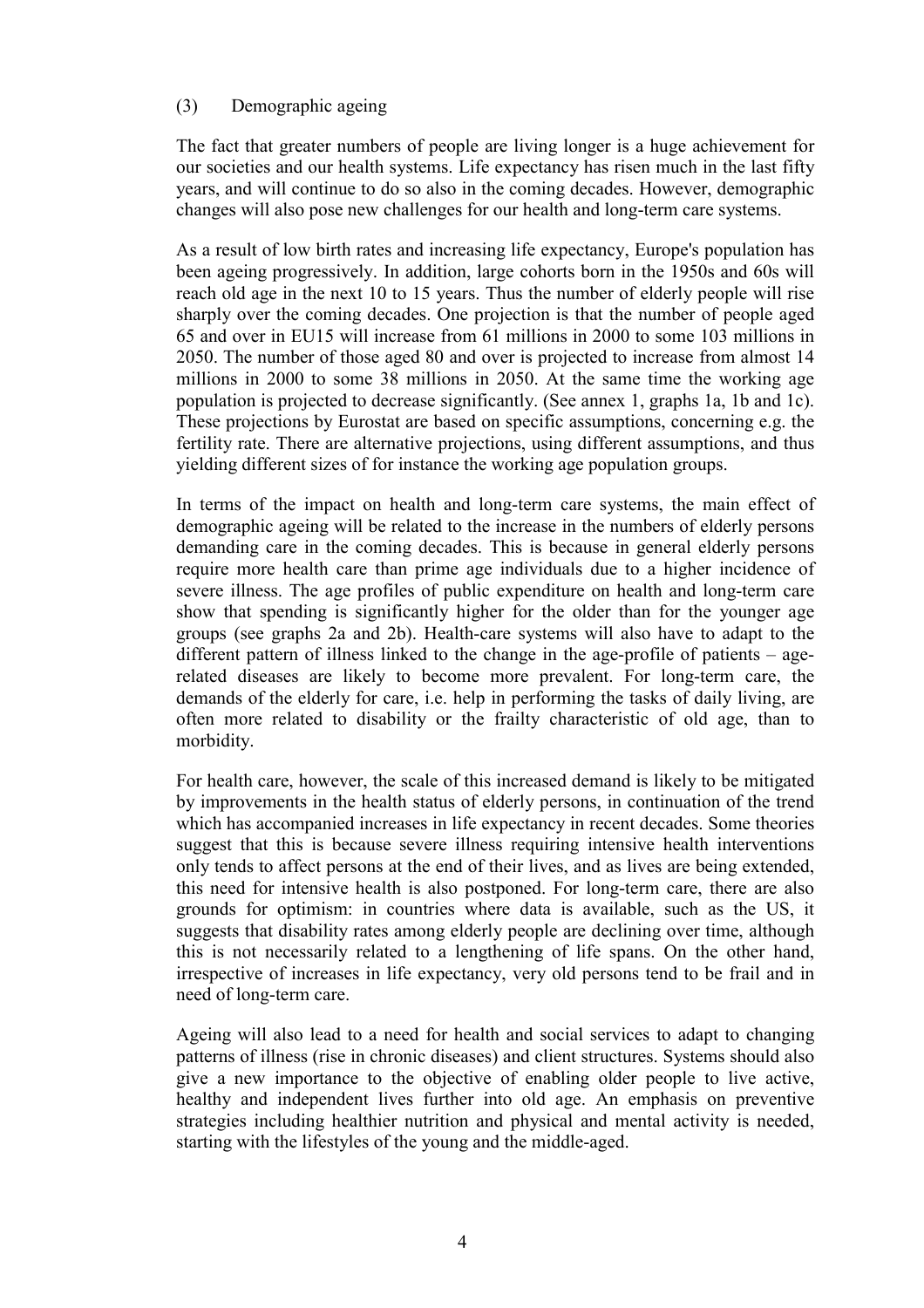### (3) Demographic ageing

The fact that greater numbers of people are living longer is a huge achievement for our societies and our health systems. Life expectancy has risen much in the last fifty years, and will continue to do so also in the coming decades. However, demographic changes will also pose new challenges for our health and long-term care systems.

As a result of low birth rates and increasing life expectancy, Europe's population has been ageing progressively. In addition, large cohorts born in the 1950s and 60s will reach old age in the next 10 to 15 years. Thus the number of elderly people will rise sharply over the coming decades. One projection is that the number of people aged 65 and over in EU15 will increase from 61 millions in 2000 to some 103 millions in 2050. The number of those aged 80 and over is projected to increase from almost 14 millions in 2000 to some 38 millions in 2050. At the same time the working age population is projected to decrease significantly. (See annex 1, graphs 1a, 1b and 1c). These projections by Eurostat are based on specific assumptions, concerning e.g. the fertility rate. There are alternative projections, using different assumptions, and thus yielding different sizes of for instance the working age population groups.

In terms of the impact on health and long-term care systems, the main effect of demographic ageing will be related to the increase in the numbers of elderly persons demanding care in the coming decades. This is because in general elderly persons require more health care than prime age individuals due to a higher incidence of severe illness. The age profiles of public expenditure on health and long-term care show that spending is significantly higher for the older than for the younger age groups (see graphs 2a and 2b). Health-care systems will also have to adapt to the different pattern of illness linked to the change in the age-profile of patients – age-related diseases are likely to become more prevalent. For long-term care, the demands of the elderly for care, i.e. help in performing the tasks of daily living, are often more related to disability or the frailty characteristic of old age, than to morbidity.

For health care, however, the scale of this increased demand is likely to be mitigated by improvements in the health status of elderly persons, in continuation of the trend which has accompanied increases in life expectancy in recent decades. Some theories suggest that this is because severe illness requiring intensive health interventions only tends to affect persons at the end of their lives, and as lives are being extended, this need for intensive health is also postponed. For long-term care, there are also grounds for optimism: in countries where data is available, such as the US, it suggests that disability rates among elderly people are declining over time, although this is not necessarily related to a lengthening of life spans. On the other hand, irrespective of increases in life expectancy, very old persons tend to be frail and in need of long-term care.

Ageing will also lead to a need for health and social services to adapt to changing patterns of illness (rise in chronic diseases) and client structures. Systems should also give a new importance to the objective of enabling older people to live active, healthy and independent lives further into old age. An emphasis on preventive strategies including healthier nutrition and physical and mental activity is needed, starting with the lifestyles of the young and the middle-aged.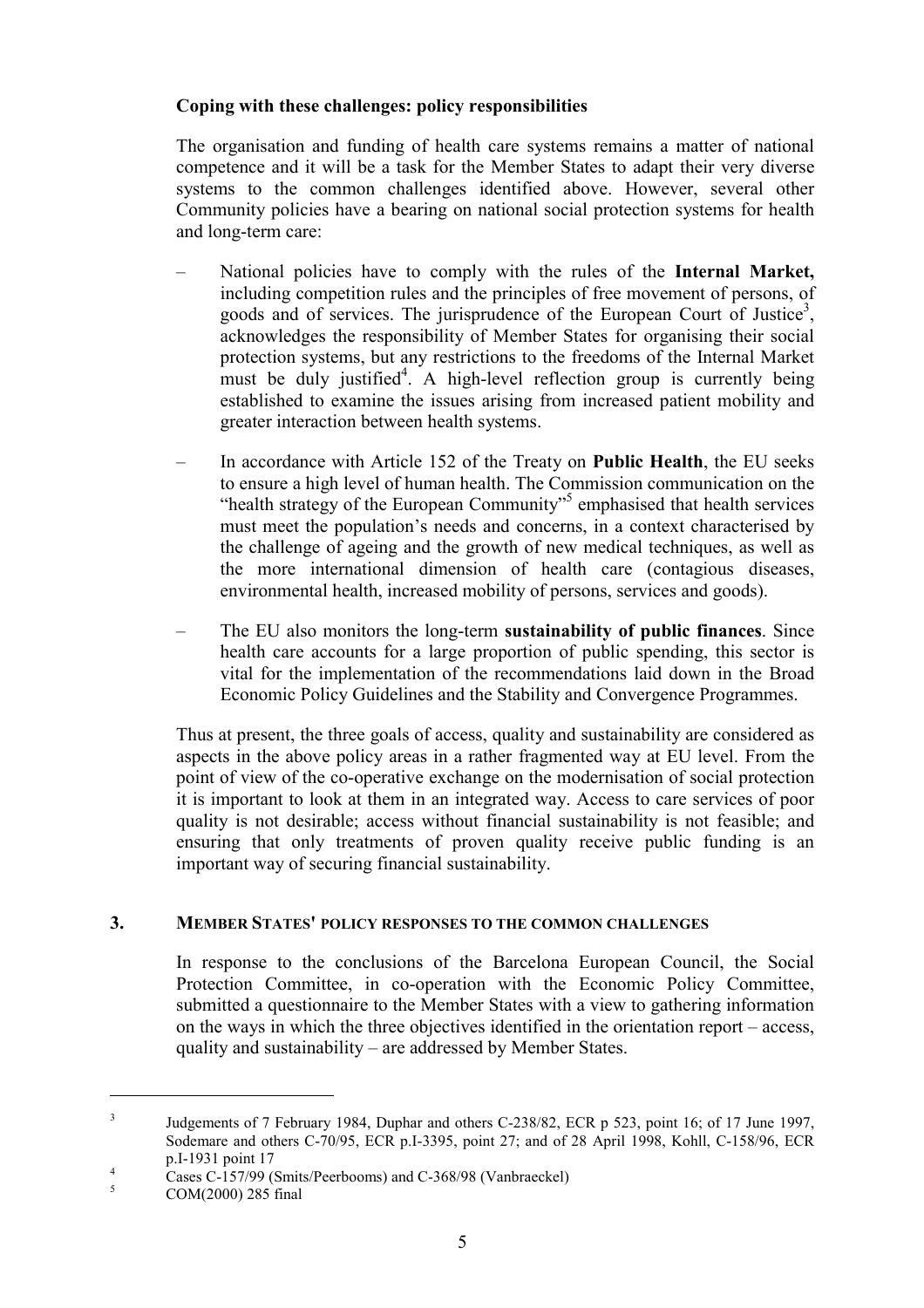**Coping with these challenges: policy responsibilities**

The organisation and funding of health care systems remains a matter of national competence and it will be a task for the Member States to adapt their very diverse systems to the common challenges identified above. However, several other Community policies have a bearing on national social protection systems for health and long-term care:

– National policies have to comply with the rules of the **Internal Market,** including competition rules and the principles of free movement of persons, of goods and of services. The jurisprudence of the European Court of Justice[3], acknowledges the responsibility of Member States for organising their social protection systems, but any restrictions to the freedoms of the Internal Market must be duly justified[4]. A high-level reflection group is currently being established to examine the issues arising from increased patient mobility and greater interaction between health systems.

– In accordance with Article 152 of the Treaty on **Public Health**, the EU seeks to ensure a high level of human health. The Commission communication on the "health strategy of the European Community"[5] emphasised that health services must meet the population's needs and concerns, in a context characterised by the challenge of ageing and the growth of new medical techniques, as well as the more international dimension of health care (contagious diseases, environmental health, increased mobility of persons, services and goods).

– The EU also monitors the long-term **sustainability of public finances**. Since health care accounts for a large proportion of public spending, this sector is vital for the implementation of the recommendations laid down in the Broad Economic Policy Guidelines and the Stability and Convergence Programmes.

Thus at present, the three goals of access, quality and sustainability are considered as aspects in the above policy areas in a rather fragmented way at EU level. From the point of view of the co-operative exchange on the modernisation of social protection it is important to look at them in an integrated way. Access to care services of poor quality is not desirable; access without financial sustainability is not feasible; and ensuring that only treatments of proven quality receive public funding is an important way of securing financial sustainability.

## 3. MEMBER STATES' POLICY RESPONSES TO THE COMMON CHALLENGES

In response to the conclusions of the Barcelona European Council, the Social Protection Committee, in co-operation with the Economic Policy Committee, submitted a questionnaire to the Member States with a view to gathering information on the ways in which the three objectives identified in the orientation report – access, quality and sustainability – are addressed by Member States.

---

[3] Judgements of 7 February 1984, Duphar and others C-238/82, ECR p 523, point 16; of 17 June 1997, Sodemare and others C-70/95, ECR p.I-3395, point 27; and of 28 April 1998, Kohll, C-158/96, ECR p.I-1931 point 17

[4] Cases C-157/99 (Smits/Peerbooms) and C-368/98 (Vanbraeckel)

[5] COM(2000) 285 final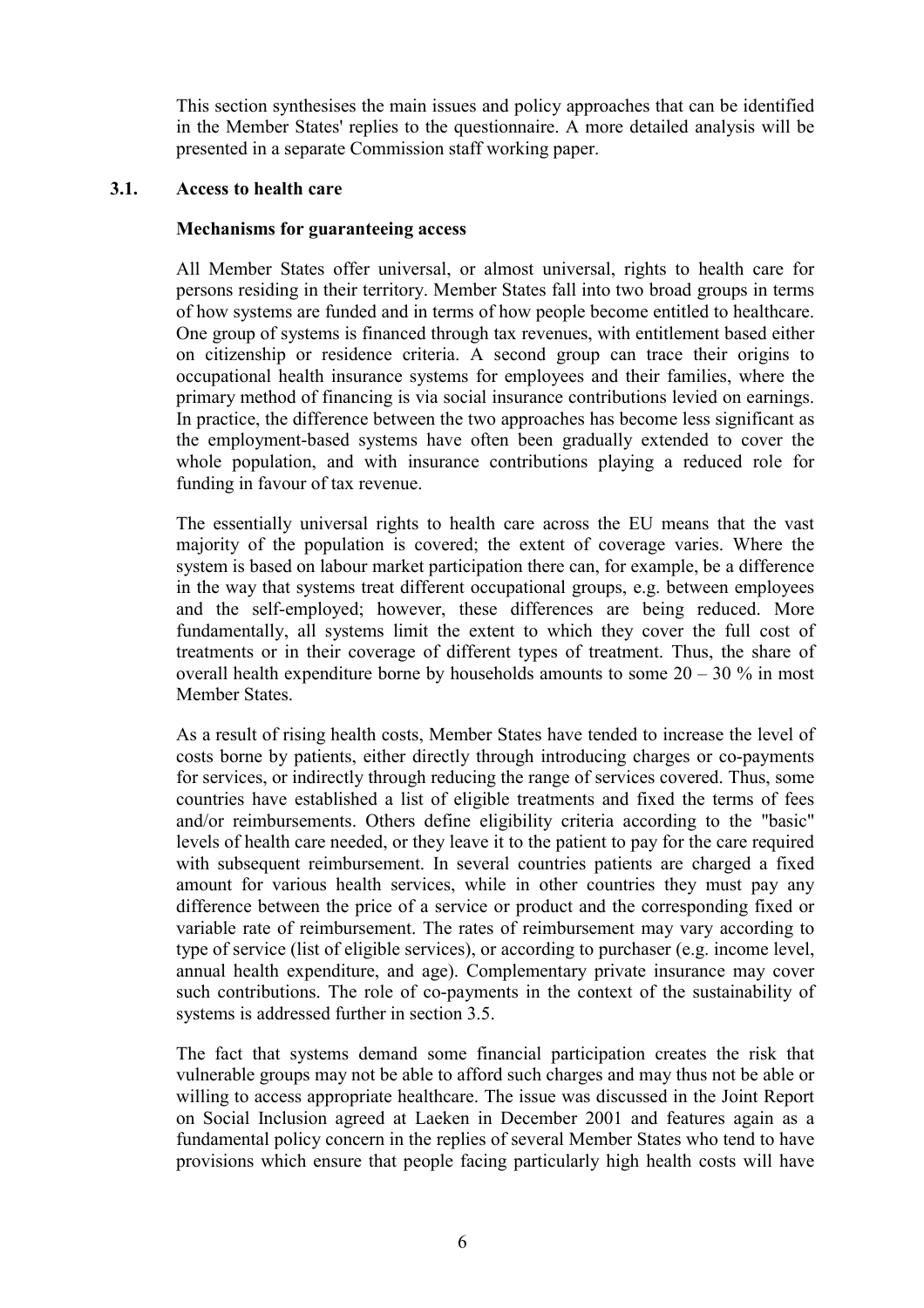This section synthesises the main issues and policy approaches that can be identified in the Member States' replies to the questionnaire. A more detailed analysis will be presented in a separate Commission staff working paper.

## 3.1. Access to health care

### Mechanisms for guaranteeing access

All Member States offer universal, or almost universal, rights to health care for persons residing in their territory. Member States fall into two broad groups in terms of how systems are funded and in terms of how people become entitled to healthcare. One group of systems is financed through tax revenues, with entitlement based either on citizenship or residence criteria. A second group can trace their origins to occupational health insurance systems for employees and their families, where the primary method of financing is via social insurance contributions levied on earnings. In practice, the difference between the two approaches has become less significant as the employment-based systems have often been gradually extended to cover the whole population, and with insurance contributions playing a reduced role for funding in favour of tax revenue.

The essentially universal rights to health care across the EU means that the vast majority of the population is covered; the extent of coverage varies. Where the system is based on labour market participation there can, for example, be a difference in the way that systems treat different occupational groups, e.g. between employees and the self-employed; however, these differences are being reduced. More fundamentally, all systems limit the extent to which they cover the full cost of treatments or in their coverage of different types of treatment. Thus, the share of overall health expenditure borne by households amounts to some 20 – 30 % in most Member States.

As a result of rising health costs, Member States have tended to increase the level of costs borne by patients, either directly through introducing charges or co-payments for services, or indirectly through reducing the range of services covered. Thus, some countries have established a list of eligible treatments and fixed the terms of fees and/or reimbursements. Others define eligibility criteria according to the "basic" levels of health care needed, or they leave it to the patient to pay for the care required with subsequent reimbursement. In several countries patients are charged a fixed amount for various health services, while in other countries they must pay any difference between the price of a service or product and the corresponding fixed or variable rate of reimbursement. The rates of reimbursement may vary according to type of service (list of eligible services), or according to purchaser (e.g. income level, annual health expenditure, and age). Complementary private insurance may cover such contributions. The role of co-payments in the context of the sustainability of systems is addressed further in section 3.5.

The fact that systems demand some financial participation creates the risk that vulnerable groups may not be able to afford such charges and may thus not be able or willing to access appropriate healthcare. The issue was discussed in the Joint Report on Social Inclusion agreed at Laeken in December 2001 and features again as a fundamental policy concern in the replies of several Member States who tend to have provisions which ensure that people facing particularly high health costs will have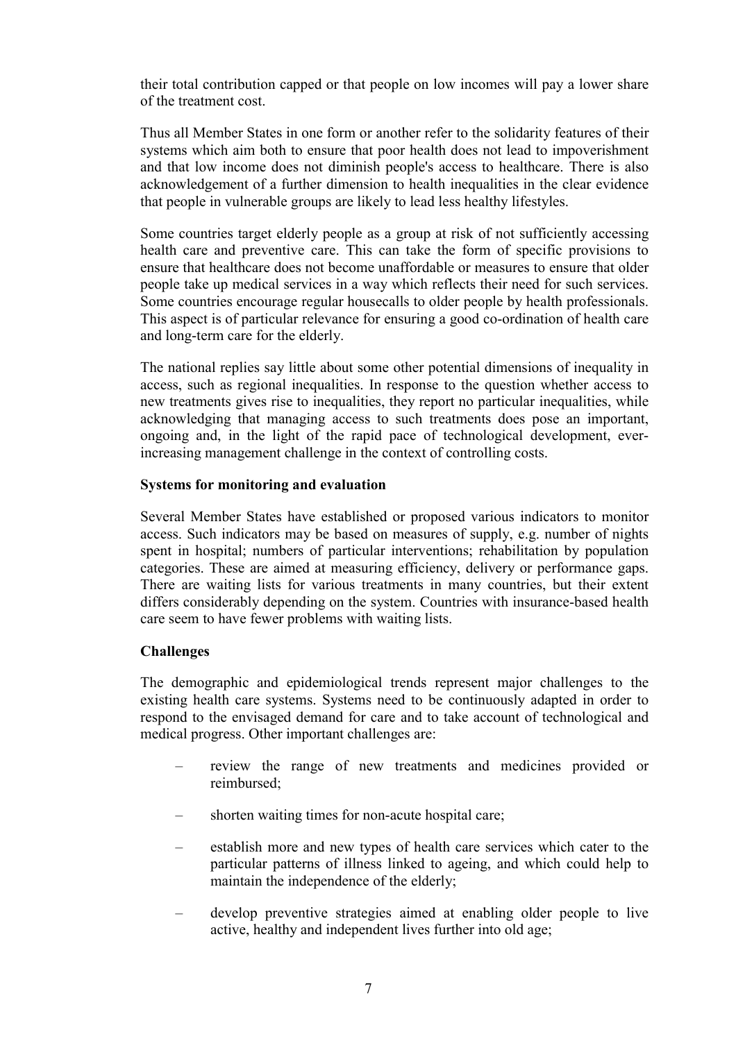their total contribution capped or that people on low incomes will pay a lower share of the treatment cost.

Thus all Member States in one form or another refer to the solidarity features of their systems which aim both to ensure that poor health does not lead to impoverishment and that low income does not diminish people's access to healthcare. There is also acknowledgement of a further dimension to health inequalities in the clear evidence that people in vulnerable groups are likely to lead less healthy lifestyles.

Some countries target elderly people as a group at risk of not sufficiently accessing health care and preventive care. This can take the form of specific provisions to ensure that healthcare does not become unaffordable or measures to ensure that older people take up medical services in a way which reflects their need for such services. Some countries encourage regular housecalls to older people by health professionals. This aspect is of particular relevance for ensuring a good co-ordination of health care and long-term care for the elderly.

The national replies say little about some other potential dimensions of inequality in access, such as regional inequalities. In response to the question whether access to new treatments gives rise to inequalities, they report no particular inequalities, while acknowledging that managing access to such treatments does pose an important, ongoing and, in the light of the rapid pace of technological development, ever-increasing management challenge in the context of controlling costs.

**Systems for monitoring and evaluation**

Several Member States have established or proposed various indicators to monitor access. Such indicators may be based on measures of supply, e.g. number of nights spent in hospital; numbers of particular interventions; rehabilitation by population categories. These are aimed at measuring efficiency, delivery or performance gaps. There are waiting lists for various treatments in many countries, but their extent differs considerably depending on the system. Countries with insurance-based health care seem to have fewer problems with waiting lists.

**Challenges**

The demographic and epidemiological trends represent major challenges to the existing health care systems. Systems need to be continuously adapted in order to respond to the envisaged demand for care and to take account of technological and medical progress. Other important challenges are:

- review the range of new treatments and medicines provided or reimbursed;
- shorten waiting times for non-acute hospital care;
- establish more and new types of health care services which cater to the particular patterns of illness linked to ageing, and which could help to maintain the independence of the elderly;
- develop preventive strategies aimed at enabling older people to live active, healthy and independent lives further into old age;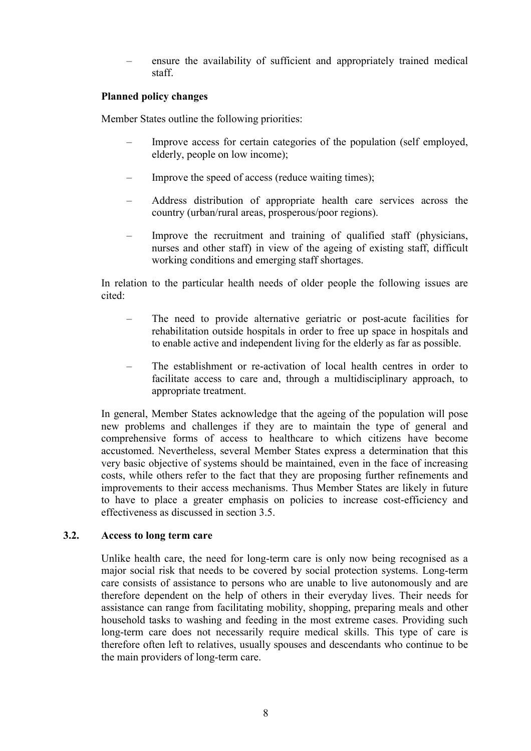- ensure the availability of sufficient and appropriately trained medical staff.

**Planned policy changes**

Member States outline the following priorities:

- Improve access for certain categories of the population (self employed, elderly, people on low income);
- Improve the speed of access (reduce waiting times);
- Address distribution of appropriate health care services across the country (urban/rural areas, prosperous/poor regions).
- Improve the recruitment and training of qualified staff (physicians, nurses and other staff) in view of the ageing of existing staff, difficult working conditions and emerging staff shortages.

In relation to the particular health needs of older people the following issues are cited:

- The need to provide alternative geriatric or post-acute facilities for rehabilitation outside hospitals in order to free up space in hospitals and to enable active and independent living for the elderly as far as possible.
- The establishment or re-activation of local health centres in order to facilitate access to care and, through a multidisciplinary approach, to appropriate treatment.

In general, Member States acknowledge that the ageing of the population will pose new problems and challenges if they are to maintain the type of general and comprehensive forms of access to healthcare to which citizens have become accustomed. Nevertheless, several Member States express a determination that this very basic objective of systems should be maintained, even in the face of increasing costs, while others refer to the fact that they are proposing further refinements and improvements to their access mechanisms. Thus Member States are likely in future to have to place a greater emphasis on policies to increase cost-efficiency and effectiveness as discussed in section 3.5.

### 3.2. Access to long term care

Unlike health care, the need for long-term care is only now being recognised as a major social risk that needs to be covered by social protection systems. Long-term care consists of assistance to persons who are unable to live autonomously and are therefore dependent on the help of others in their everyday lives. Their needs for assistance can range from facilitating mobility, shopping, preparing meals and other household tasks to washing and feeding in the most extreme cases. Providing such long-term care does not necessarily require medical skills. This type of care is therefore often left to relatives, usually spouses and descendants who continue to be the main providers of long-term care.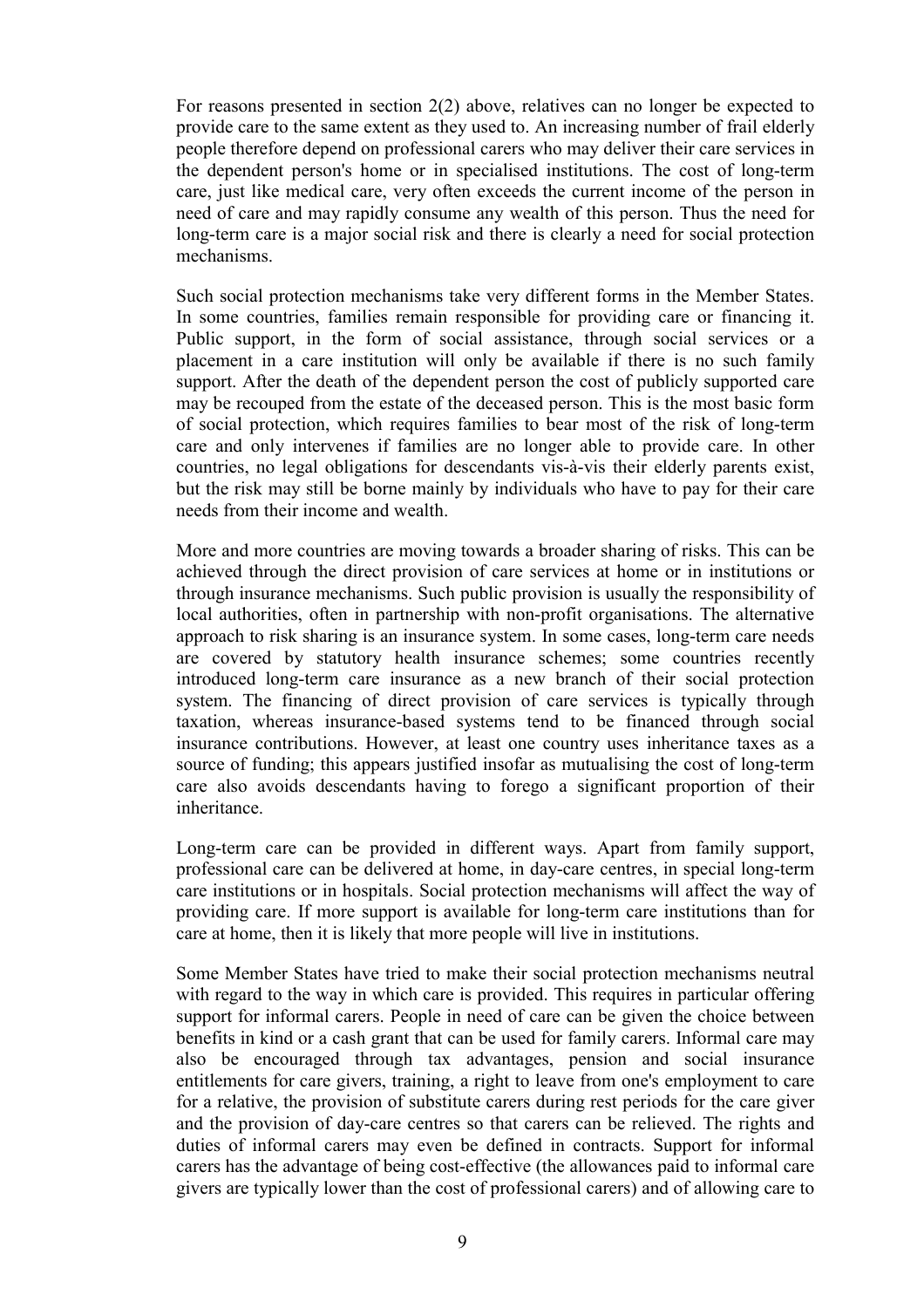For reasons presented in section 2(2) above, relatives can no longer be expected to provide care to the same extent as they used to. An increasing number of frail elderly people therefore depend on professional carers who may deliver their care services in the dependent person's home or in specialised institutions. The cost of long-term care, just like medical care, very often exceeds the current income of the person in need of care and may rapidly consume any wealth of this person. Thus the need for long-term care is a major social risk and there is clearly a need for social protection mechanisms.

Such social protection mechanisms take very different forms in the Member States. In some countries, families remain responsible for providing care or financing it. Public support, in the form of social assistance, through social services or a placement in a care institution will only be available if there is no such family support. After the death of the dependent person the cost of publicly supported care may be recouped from the estate of the deceased person. This is the most basic form of social protection, which requires families to bear most of the risk of long-term care and only intervenes if families are no longer able to provide care. In other countries, no legal obligations for descendants vis-à-vis their elderly parents exist, but the risk may still be borne mainly by individuals who have to pay for their care needs from their income and wealth.

More and more countries are moving towards a broader sharing of risks. This can be achieved through the direct provision of care services at home or in institutions or through insurance mechanisms. Such public provision is usually the responsibility of local authorities, often in partnership with non-profit organisations. The alternative approach to risk sharing is an insurance system. In some cases, long-term care needs are covered by statutory health insurance schemes; some countries recently introduced long-term care insurance as a new branch of their social protection system. The financing of direct provision of care services is typically through taxation, whereas insurance-based systems tend to be financed through social insurance contributions. However, at least one country uses inheritance taxes as a source of funding; this appears justified insofar as mutualising the cost of long-term care also avoids descendants having to forego a significant proportion of their inheritance.

Long-term care can be provided in different ways. Apart from family support, professional care can be delivered at home, in day-care centres, in special long-term care institutions or in hospitals. Social protection mechanisms will affect the way of providing care. If more support is available for long-term care institutions than for care at home, then it is likely that more people will live in institutions.

Some Member States have tried to make their social protection mechanisms neutral with regard to the way in which care is provided. This requires in particular offering support for informal carers. People in need of care can be given the choice between benefits in kind or a cash grant that can be used for family carers. Informal care may also be encouraged through tax advantages, pension and social insurance entitlements for care givers, training, a right to leave from one's employment to care for a relative, the provision of substitute carers during rest periods for the care giver and the provision of day-care centres so that carers can be relieved. The rights and duties of informal carers may even be defined in contracts. Support for informal carers has the advantage of being cost-effective (the allowances paid to informal care givers are typically lower than the cost of professional carers) and of allowing care to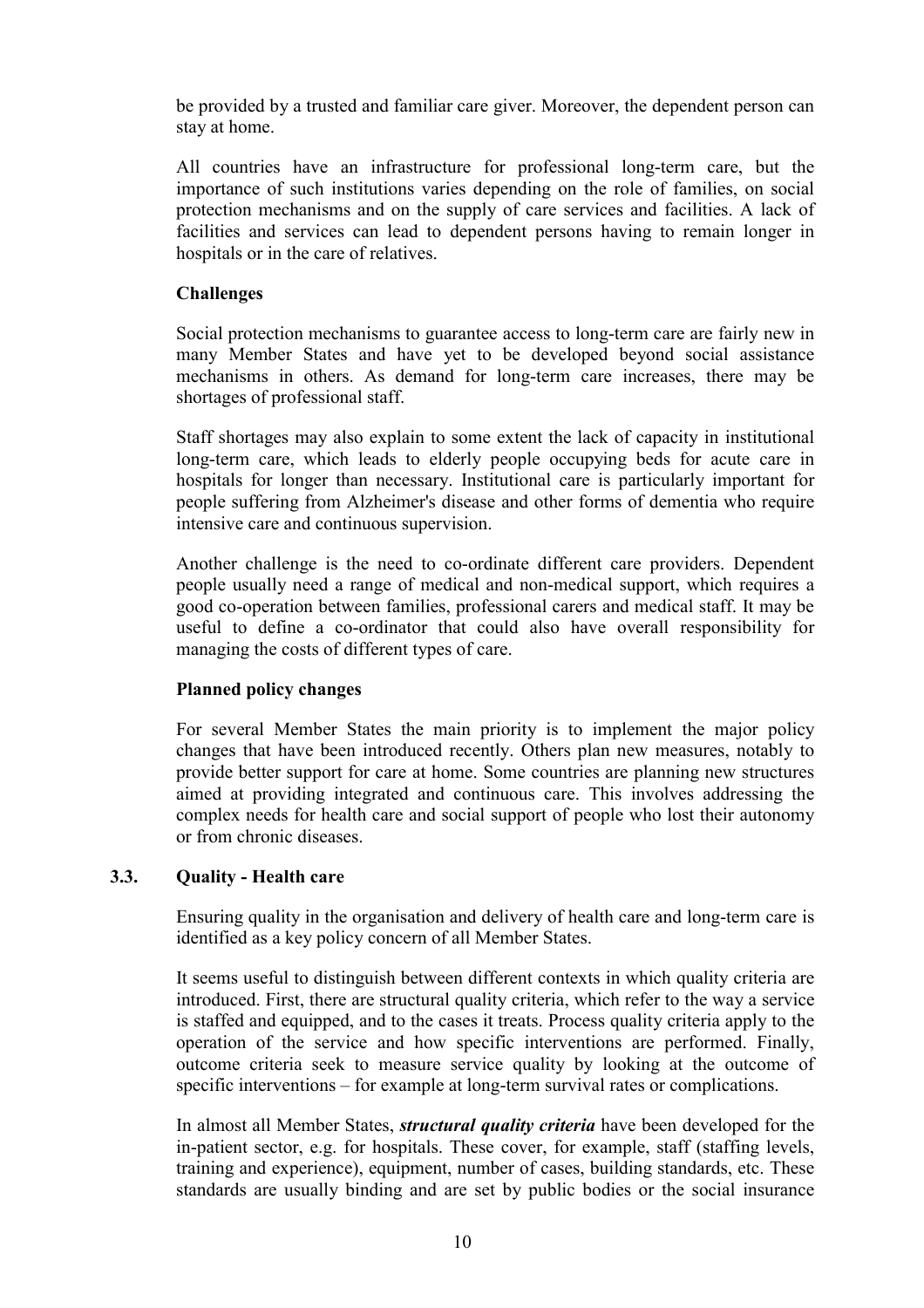be provided by a trusted and familiar care giver. Moreover, the dependent person can stay at home.

All countries have an infrastructure for professional long-term care, but the importance of such institutions varies depending on the role of families, on social protection mechanisms and on the supply of care services and facilities. A lack of facilities and services can lead to dependent persons having to remain longer in hospitals or in the care of relatives.

**Challenges**

Social protection mechanisms to guarantee access to long-term care are fairly new in many Member States and have yet to be developed beyond social assistance mechanisms in others. As demand for long-term care increases, there may be shortages of professional staff.

Staff shortages may also explain to some extent the lack of capacity in institutional long-term care, which leads to elderly people occupying beds for acute care in hospitals for longer than necessary. Institutional care is particularly important for people suffering from Alzheimer's disease and other forms of dementia who require intensive care and continuous supervision.

Another challenge is the need to co-ordinate different care providers. Dependent people usually need a range of medical and non-medical support, which requires a good co-operation between families, professional carers and medical staff. It may be useful to define a co-ordinator that could also have overall responsibility for managing the costs of different types of care.

**Planned policy changes**

For several Member States the main priority is to implement the major policy changes that have been introduced recently. Others plan new measures, notably to provide better support for care at home. Some countries are planning new structures aimed at providing integrated and continuous care. This involves addressing the complex needs for health care and social support of people who lost their autonomy or from chronic diseases.

## 3.3. Quality - Health care

Ensuring quality in the organisation and delivery of health care and long-term care is identified as a key policy concern of all Member States.

It seems useful to distinguish between different contexts in which quality criteria are introduced. First, there are structural quality criteria, which refer to the way a service is staffed and equipped, and to the cases it treats. Process quality criteria apply to the operation of the service and how specific interventions are performed. Finally, outcome criteria seek to measure service quality by looking at the outcome of specific interventions – for example at long-term survival rates or complications.

In almost all Member States, ***structural quality criteria*** have been developed for the in-patient sector, e.g. for hospitals. These cover, for example, staff (staffing levels, training and experience), equipment, number of cases, building standards, etc. These standards are usually binding and are set by public bodies or the social insurance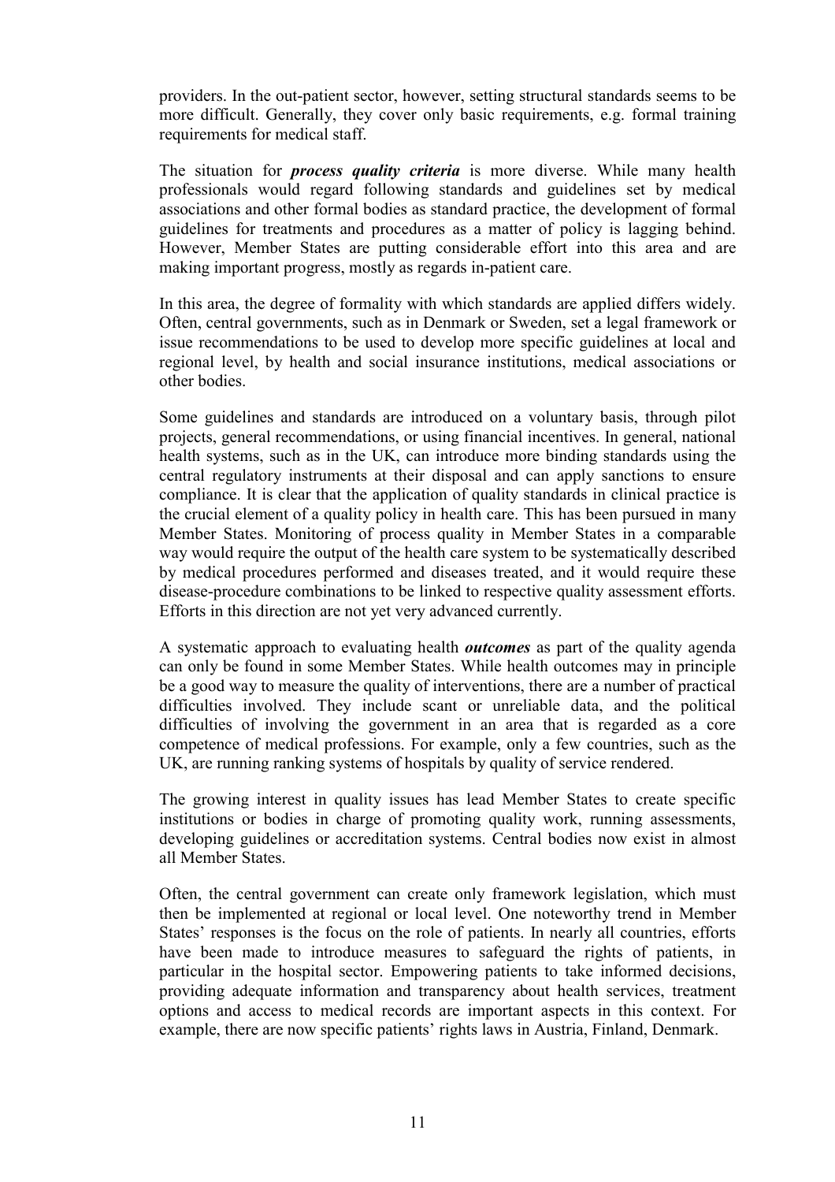providers. In the out-patient sector, however, setting structural standards seems to be more difficult. Generally, they cover only basic requirements, e.g. formal training requirements for medical staff.

The situation for ***process quality criteria*** is more diverse. While many health professionals would regard following standards and guidelines set by medical associations and other formal bodies as standard practice, the development of formal guidelines for treatments and procedures as a matter of policy is lagging behind. However, Member States are putting considerable effort into this area and are making important progress, mostly as regards in-patient care.

In this area, the degree of formality with which standards are applied differs widely. Often, central governments, such as in Denmark or Sweden, set a legal framework or issue recommendations to be used to develop more specific guidelines at local and regional level, by health and social insurance institutions, medical associations or other bodies.

Some guidelines and standards are introduced on a voluntary basis, through pilot projects, general recommendations, or using financial incentives. In general, national health systems, such as in the UK, can introduce more binding standards using the central regulatory instruments at their disposal and can apply sanctions to ensure compliance. It is clear that the application of quality standards in clinical practice is the crucial element of a quality policy in health care. This has been pursued in many Member States. Monitoring of process quality in Member States in a comparable way would require the output of the health care system to be systematically described by medical procedures performed and diseases treated, and it would require these disease-procedure combinations to be linked to respective quality assessment efforts. Efforts in this direction are not yet very advanced currently.

A systematic approach to evaluating health ***outcomes*** as part of the quality agenda can only be found in some Member States. While health outcomes may in principle be a good way to measure the quality of interventions, there are a number of practical difficulties involved. They include scant or unreliable data, and the political difficulties of involving the government in an area that is regarded as a core competence of medical professions. For example, only a few countries, such as the UK, are running ranking systems of hospitals by quality of service rendered.

The growing interest in quality issues has lead Member States to create specific institutions or bodies in charge of promoting quality work, running assessments, developing guidelines or accreditation systems. Central bodies now exist in almost all Member States.

Often, the central government can create only framework legislation, which must then be implemented at regional or local level. One noteworthy trend in Member States' responses is the focus on the role of patients. In nearly all countries, efforts have been made to introduce measures to safeguard the rights of patients, in particular in the hospital sector. Empowering patients to take informed decisions, providing adequate information and transparency about health services, treatment options and access to medical records are important aspects in this context. For example, there are now specific patients' rights laws in Austria, Finland, Denmark.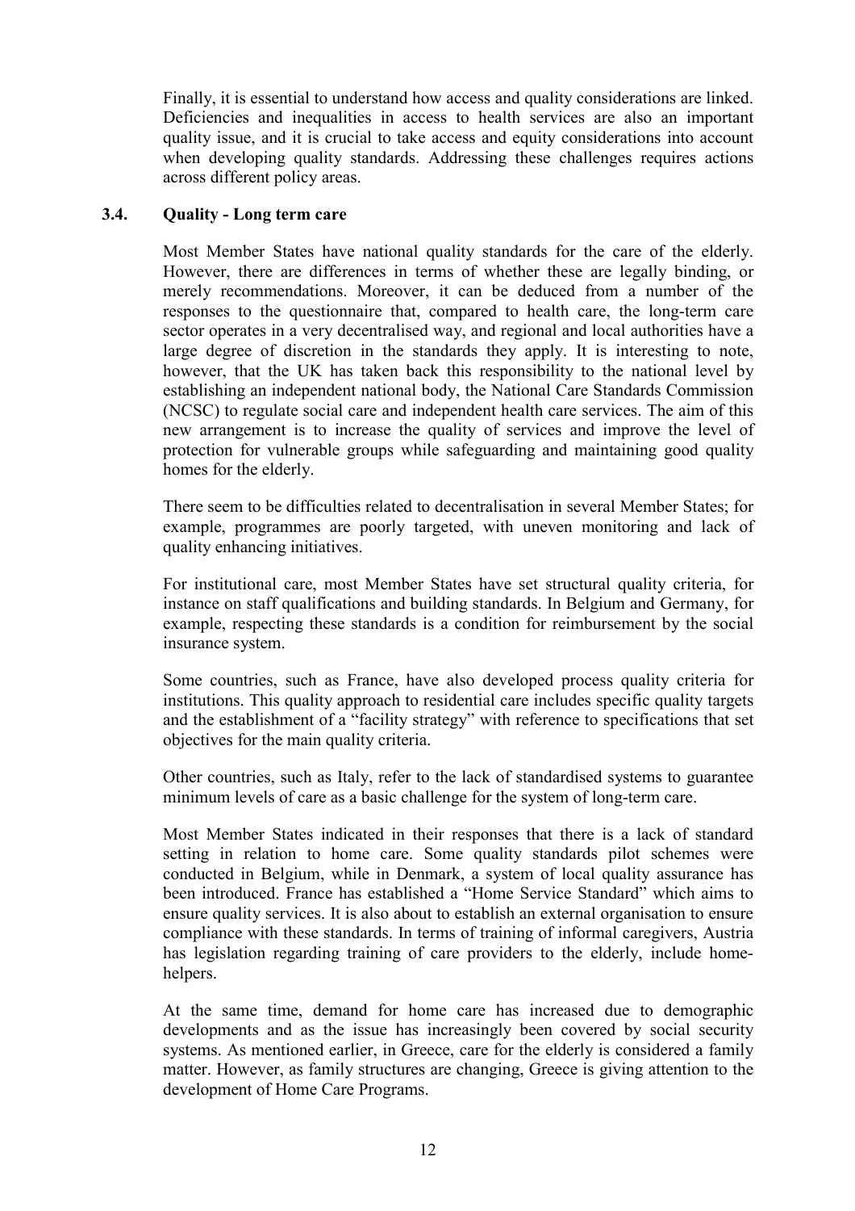Finally, it is essential to understand how access and quality considerations are linked. Deficiencies and inequalities in access to health services are also an important quality issue, and it is crucial to take access and equity considerations into account when developing quality standards. Addressing these challenges requires actions across different policy areas.

### 3.4. Quality - Long term care

Most Member States have national quality standards for the care of the elderly. However, there are differences in terms of whether these are legally binding, or merely recommendations. Moreover, it can be deduced from a number of the responses to the questionnaire that, compared to health care, the long-term care sector operates in a very decentralised way, and regional and local authorities have a large degree of discretion in the standards they apply. It is interesting to note, however, that the UK has taken back this responsibility to the national level by establishing an independent national body, the National Care Standards Commission (NCSC) to regulate social care and independent health care services. The aim of this new arrangement is to increase the quality of services and improve the level of protection for vulnerable groups while safeguarding and maintaining good quality homes for the elderly.

There seem to be difficulties related to decentralisation in several Member States; for example, programmes are poorly targeted, with uneven monitoring and lack of quality enhancing initiatives.

For institutional care, most Member States have set structural quality criteria, for instance on staff qualifications and building standards. In Belgium and Germany, for example, respecting these standards is a condition for reimbursement by the social insurance system.

Some countries, such as France, have also developed process quality criteria for institutions. This quality approach to residential care includes specific quality targets and the establishment of a "facility strategy" with reference to specifications that set objectives for the main quality criteria.

Other countries, such as Italy, refer to the lack of standardised systems to guarantee minimum levels of care as a basic challenge for the system of long-term care.

Most Member States indicated in their responses that there is a lack of standard setting in relation to home care. Some quality standards pilot schemes were conducted in Belgium, while in Denmark, a system of local quality assurance has been introduced. France has established a "Home Service Standard" which aims to ensure quality services. It is also about to establish an external organisation to ensure compliance with these standards. In terms of training of informal caregivers, Austria has legislation regarding training of care providers to the elderly, include home-helpers.

At the same time, demand for home care has increased due to demographic developments and as the issue has increasingly been covered by social security systems. As mentioned earlier, in Greece, care for the elderly is considered a family matter. However, as family structures are changing, Greece is giving attention to the development of Home Care Programs.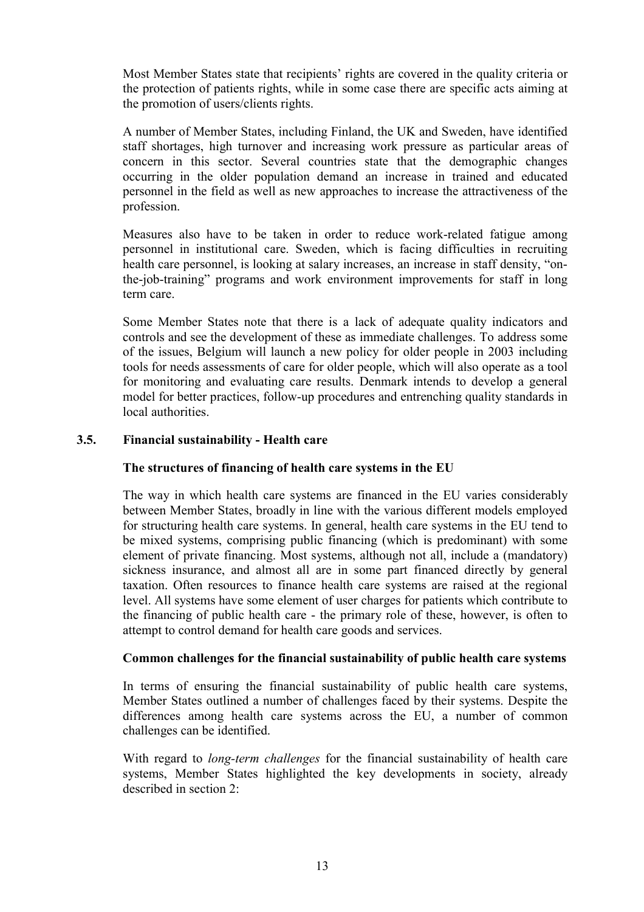Most Member States state that recipients' rights are covered in the quality criteria or the protection of patients rights, while in some case there are specific acts aiming at the promotion of users/clients rights.

A number of Member States, including Finland, the UK and Sweden, have identified staff shortages, high turnover and increasing work pressure as particular areas of concern in this sector. Several countries state that the demographic changes occurring in the older population demand an increase in trained and educated personnel in the field as well as new approaches to increase the attractiveness of the profession.

Measures also have to be taken in order to reduce work-related fatigue among personnel in institutional care. Sweden, which is facing difficulties in recruiting health care personnel, is looking at salary increases, an increase in staff density, "on-the-job-training" programs and work environment improvements for staff in long term care.

Some Member States note that there is a lack of adequate quality indicators and controls and see the development of these as immediate challenges. To address some of the issues, Belgium will launch a new policy for older people in 2003 including tools for needs assessments of care for older people, which will also operate as a tool for monitoring and evaluating care results. Denmark intends to develop a general model for better practices, follow-up procedures and entrenching quality standards in local authorities.

## 3.5. Financial sustainability - Health care

### The structures of financing of health care systems in the EU

The way in which health care systems are financed in the EU varies considerably between Member States, broadly in line with the various different models employed for structuring health care systems. In general, health care systems in the EU tend to be mixed systems, comprising public financing (which is predominant) with some element of private financing. Most systems, although not all, include a (mandatory) sickness insurance, and almost all are in some part financed directly by general taxation. Often resources to finance health care systems are raised at the regional level. All systems have some element of user charges for patients which contribute to the financing of public health care - the primary role of these, however, is often to attempt to control demand for health care goods and services.

### Common challenges for the financial sustainability of public health care systems

In terms of ensuring the financial sustainability of public health care systems, Member States outlined a number of challenges faced by their systems. Despite the differences among health care systems across the EU, a number of common challenges can be identified.

With regard to *long-term challenges* for the financial sustainability of health care systems, Member States highlighted the key developments in society, already described in section 2: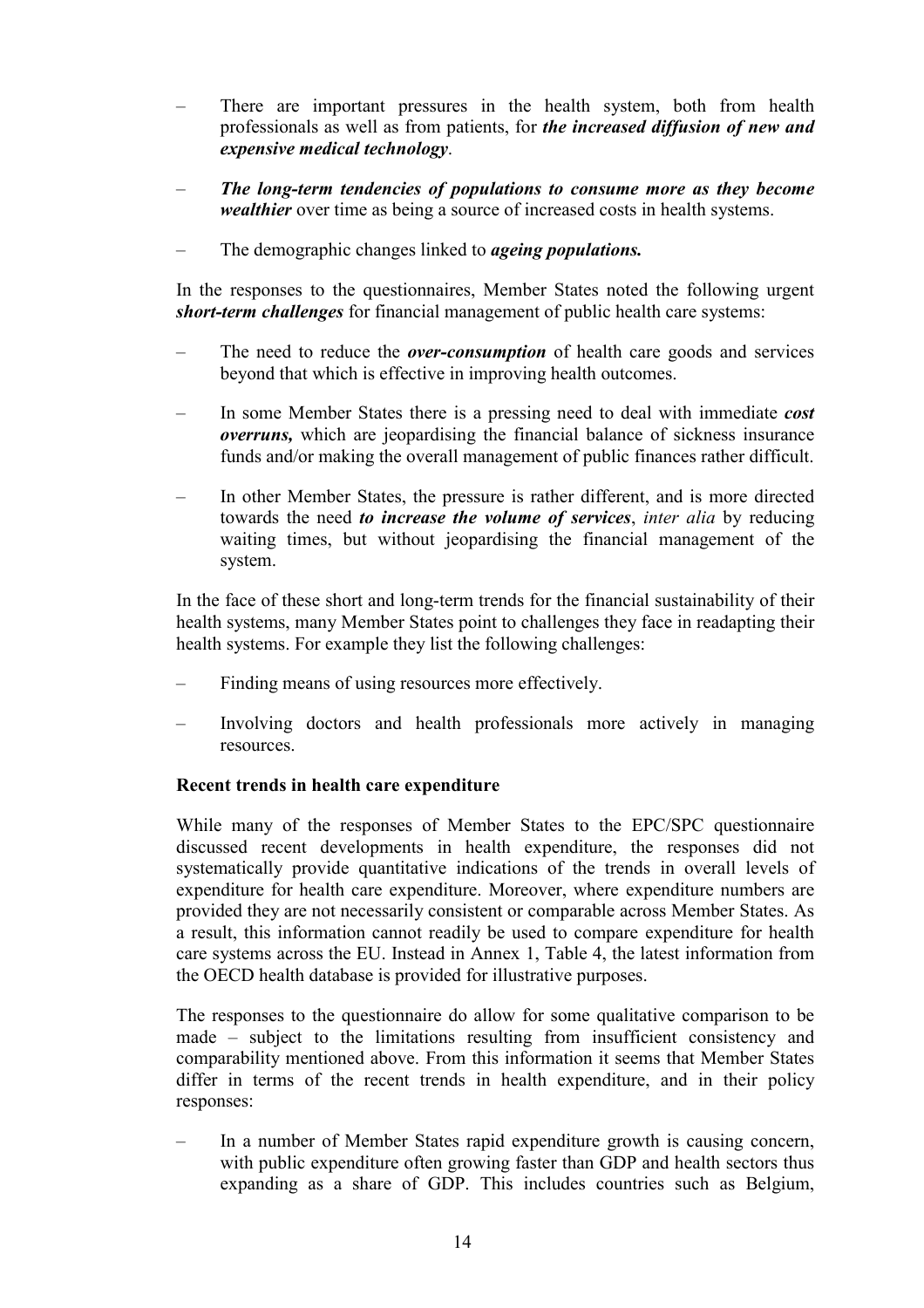- There are important pressures in the health system, both from health professionals as well as from patients, for ***the increased diffusion of new and expensive medical technology***.
- ***The long-term tendencies of populations to consume more as they become wealthier*** over time as being a source of increased costs in health systems.
- The demographic changes linked to ***ageing populations.***

In the responses to the questionnaires, Member States noted the following urgent ***short-term challenges*** for financial management of public health care systems:

- The need to reduce the ***over-consumption*** of health care goods and services beyond that which is effective in improving health outcomes.
- In some Member States there is a pressing need to deal with immediate ***cost overruns,*** which are jeopardising the financial balance of sickness insurance funds and/or making the overall management of public finances rather difficult.
- In other Member States, the pressure is rather different, and is more directed towards the need ***to increase the volume of services***, *inter alia* by reducing waiting times, but without jeopardising the financial management of the system.

In the face of these short and long-term trends for the financial sustainability of their health systems, many Member States point to challenges they face in readapting their health systems. For example they list the following challenges:

- Finding means of using resources more effectively.
- Involving doctors and health professionals more actively in managing resources.

**Recent trends in health care expenditure**

While many of the responses of Member States to the EPC/SPC questionnaire discussed recent developments in health expenditure, the responses did not systematically provide quantitative indications of the trends in overall levels of expenditure for health care expenditure. Moreover, where expenditure numbers are provided they are not necessarily consistent or comparable across Member States. As a result, this information cannot readily be used to compare expenditure for health care systems across the EU. Instead in Annex 1, Table 4, the latest information from the OECD health database is provided for illustrative purposes.

The responses to the questionnaire do allow for some qualitative comparison to be made – subject to the limitations resulting from insufficient consistency and comparability mentioned above. From this information it seems that Member States differ in terms of the recent trends in health expenditure, and in their policy responses:

- In a number of Member States rapid expenditure growth is causing concern, with public expenditure often growing faster than GDP and health sectors thus expanding as a share of GDP. This includes countries such as Belgium,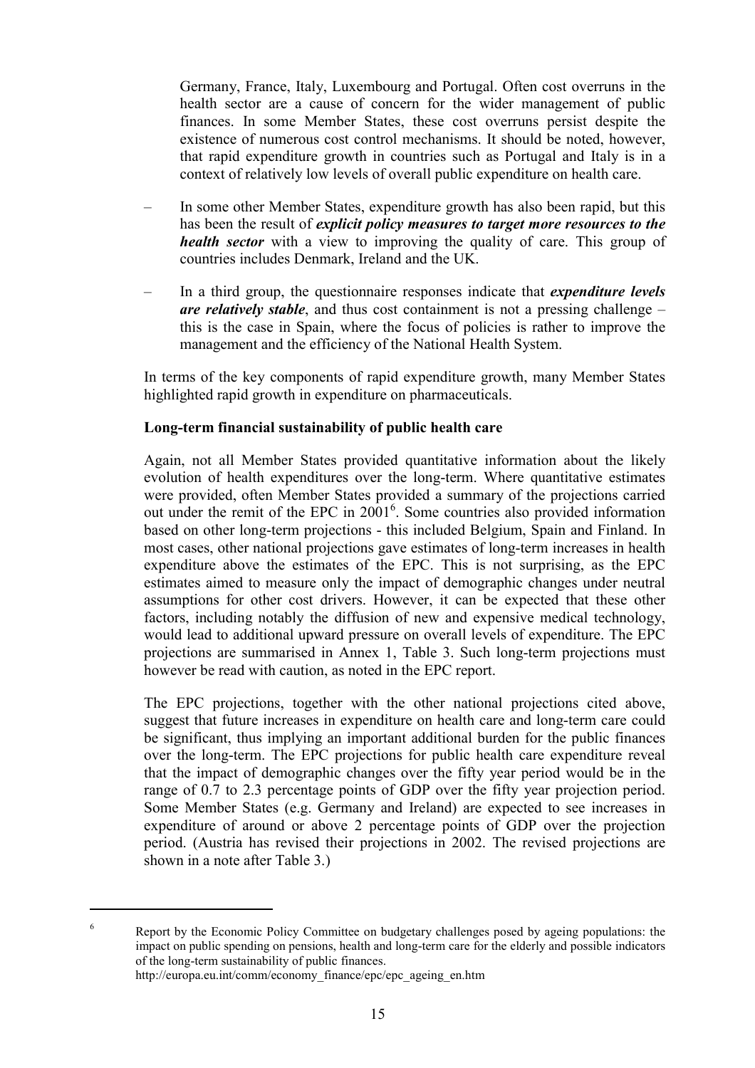Germany, France, Italy, Luxembourg and Portugal. Often cost overruns in the health sector are a cause of concern for the wider management of public finances. In some Member States, these cost overruns persist despite the existence of numerous cost control mechanisms. It should be noted, however, that rapid expenditure growth in countries such as Portugal and Italy is in a context of relatively low levels of overall public expenditure on health care.

– In some other Member States, expenditure growth has also been rapid, but this has been the result of ***explicit policy measures to target more resources to the health sector*** with a view to improving the quality of care. This group of countries includes Denmark, Ireland and the UK.

– In a third group, the questionnaire responses indicate that ***expenditure levels are relatively stable***, and thus cost containment is not a pressing challenge – this is the case in Spain, where the focus of policies is rather to improve the management and the efficiency of the National Health System.

In terms of the key components of rapid expenditure growth, many Member States highlighted rapid growth in expenditure on pharmaceuticals.

**Long-term financial sustainability of public health care**

Again, not all Member States provided quantitative information about the likely evolution of health expenditures over the long-term. Where quantitative estimates were provided, often Member States provided a summary of the projections carried out under the remit of the EPC in 2001[6]. Some countries also provided information based on other long-term projections - this included Belgium, Spain and Finland. In most cases, other national projections gave estimates of long-term increases in health expenditure above the estimates of the EPC. This is not surprising, as the EPC estimates aimed to measure only the impact of demographic changes under neutral assumptions for other cost drivers. However, it can be expected that these other factors, including notably the diffusion of new and expensive medical technology, would lead to additional upward pressure on overall levels of expenditure. The EPC projections are summarised in Annex 1, Table 3. Such long-term projections must however be read with caution, as noted in the EPC report.

The EPC projections, together with the other national projections cited above, suggest that future increases in expenditure on health care and long-term care could be significant, thus implying an important additional burden for the public finances over the long-term. The EPC projections for public health care expenditure reveal that the impact of demographic changes over the fifty year period would be in the range of 0.7 to 2.3 percentage points of GDP over the fifty year projection period. Some Member States (e.g. Germany and Ireland) are expected to see increases in expenditure of around or above 2 percentage points of GDP over the projection period. (Austria has revised their projections in 2002. The revised projections are shown in a note after Table 3.)

---

[6] Report by the Economic Policy Committee on budgetary challenges posed by ageing populations: the impact on public spending on pensions, health and long-term care for the elderly and possible indicators of the long-term sustainability of public finances.
http://europa.eu.int/comm/economy_finance/epc/epc_ageing_en.htm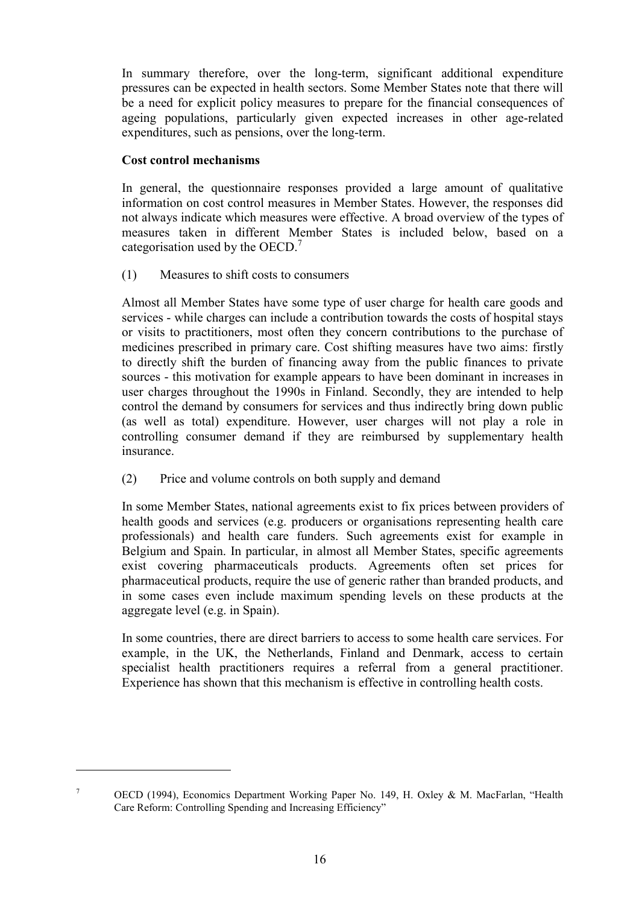In summary therefore, over the long-term, significant additional expenditure pressures can be expected in health sectors. Some Member States note that there will be a need for explicit policy measures to prepare for the financial consequences of ageing populations, particularly given expected increases in other age-related expenditures, such as pensions, over the long-term.

**Cost control mechanisms**

In general, the questionnaire responses provided a large amount of qualitative information on cost control measures in Member States. However, the responses did not always indicate which measures were effective. A broad overview of the types of measures taken in different Member States is included below, based on a categorisation used by the OECD.[7]

(1) Measures to shift costs to consumers

Almost all Member States have some type of user charge for health care goods and services - while charges can include a contribution towards the costs of hospital stays or visits to practitioners, most often they concern contributions to the purchase of medicines prescribed in primary care. Cost shifting measures have two aims: firstly to directly shift the burden of financing away from the public finances to private sources - this motivation for example appears to have been dominant in increases in user charges throughout the 1990s in Finland. Secondly, they are intended to help control the demand by consumers for services and thus indirectly bring down public (as well as total) expenditure. However, user charges will not play a role in controlling consumer demand if they are reimbursed by supplementary health insurance.

(2) Price and volume controls on both supply and demand

In some Member States, national agreements exist to fix prices between providers of health goods and services (e.g. producers or organisations representing health care professionals) and health care funders. Such agreements exist for example in Belgium and Spain. In particular, in almost all Member States, specific agreements exist covering pharmaceuticals products. Agreements often set prices for pharmaceutical products, require the use of generic rather than branded products, and in some cases even include maximum spending levels on these products at the aggregate level (e.g. in Spain).

In some countries, there are direct barriers to access to some health care services. For example, in the UK, the Netherlands, Finland and Denmark, access to certain specialist health practitioners requires a referral from a general practitioner. Experience has shown that this mechanism is effective in controlling health costs.

---

[7] OECD (1994), Economics Department Working Paper No. 149, H. Oxley & M. MacFarlan, "Health Care Reform: Controlling Spending and Increasing Efficiency"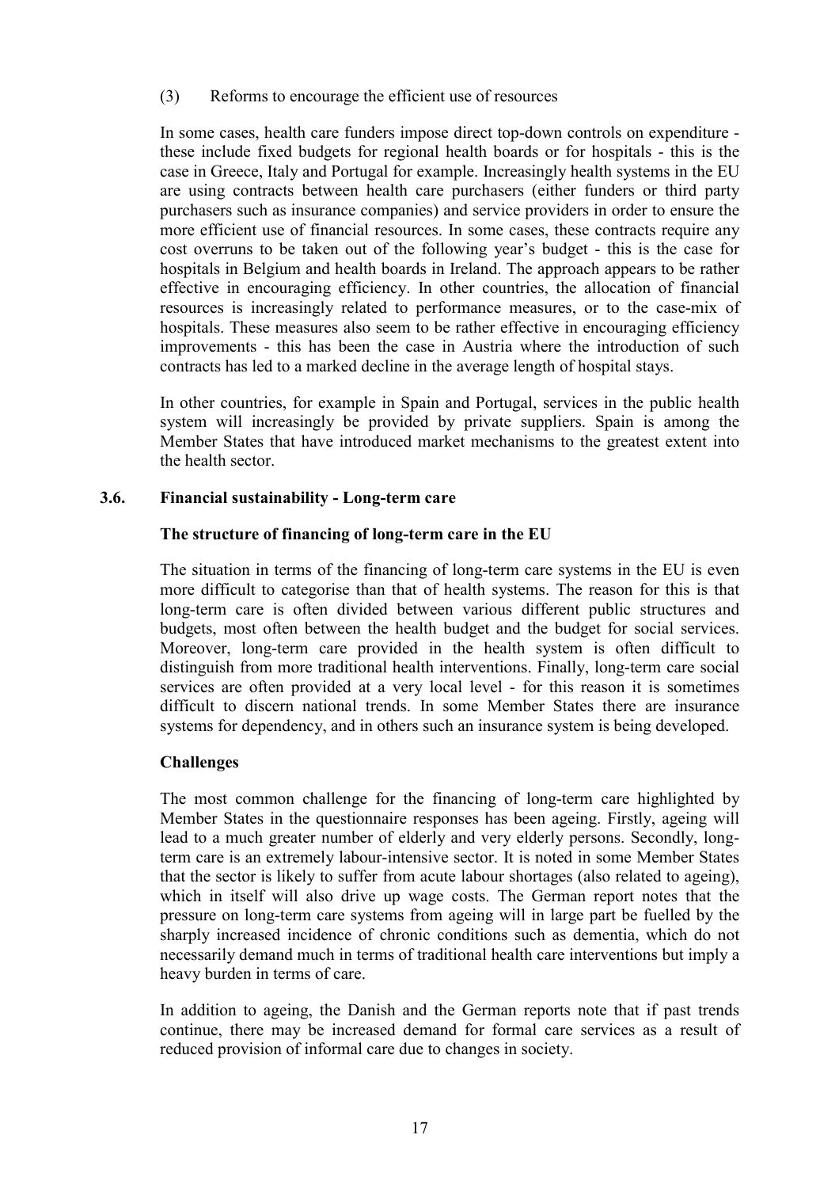(3) Reforms to encourage the efficient use of resources

In some cases, health care funders impose direct top-down controls on expenditure - these include fixed budgets for regional health boards or for hospitals - this is the case in Greece, Italy and Portugal for example. Increasingly health systems in the EU are using contracts between health care purchasers (either funders or third party purchasers such as insurance companies) and service providers in order to ensure the more efficient use of financial resources. In some cases, these contracts require any cost overruns to be taken out of the following year's budget - this is the case for hospitals in Belgium and health boards in Ireland. The approach appears to be rather effective in encouraging efficiency. In other countries, the allocation of financial resources is increasingly related to performance measures, or to the case-mix of hospitals. These measures also seem to be rather effective in encouraging efficiency improvements - this has been the case in Austria where the introduction of such contracts has led to a marked decline in the average length of hospital stays.

In other countries, for example in Spain and Portugal, services in the public health system will increasingly be provided by private suppliers. Spain is among the Member States that have introduced market mechanisms to the greatest extent into the health sector.

## 3.6. Financial sustainability - Long-term care

**The structure of financing of long-term care in the EU**

The situation in terms of the financing of long-term care systems in the EU is even more difficult to categorise than that of health systems. The reason for this is that long-term care is often divided between various different public structures and budgets, most often between the health budget and the budget for social services. Moreover, long-term care provided in the health system is often difficult to distinguish from more traditional health interventions. Finally, long-term care social services are often provided at a very local level - for this reason it is sometimes difficult to discern national trends. In some Member States there are insurance systems for dependency, and in others such an insurance system is being developed.

**Challenges**

The most common challenge for the financing of long-term care highlighted by Member States in the questionnaire responses has been ageing. Firstly, ageing will lead to a much greater number of elderly and very elderly persons. Secondly, long-term care is an extremely labour-intensive sector. It is noted in some Member States that the sector is likely to suffer from acute labour shortages (also related to ageing), which in itself will also drive up wage costs. The German report notes that the pressure on long-term care systems from ageing will in large part be fuelled by the sharply increased incidence of chronic conditions such as dementia, which do not necessarily demand much in terms of traditional health care interventions but imply a heavy burden in terms of care.

In addition to ageing, the Danish and the German reports note that if past trends continue, there may be increased demand for formal care services as a result of reduced provision of informal care due to changes in society.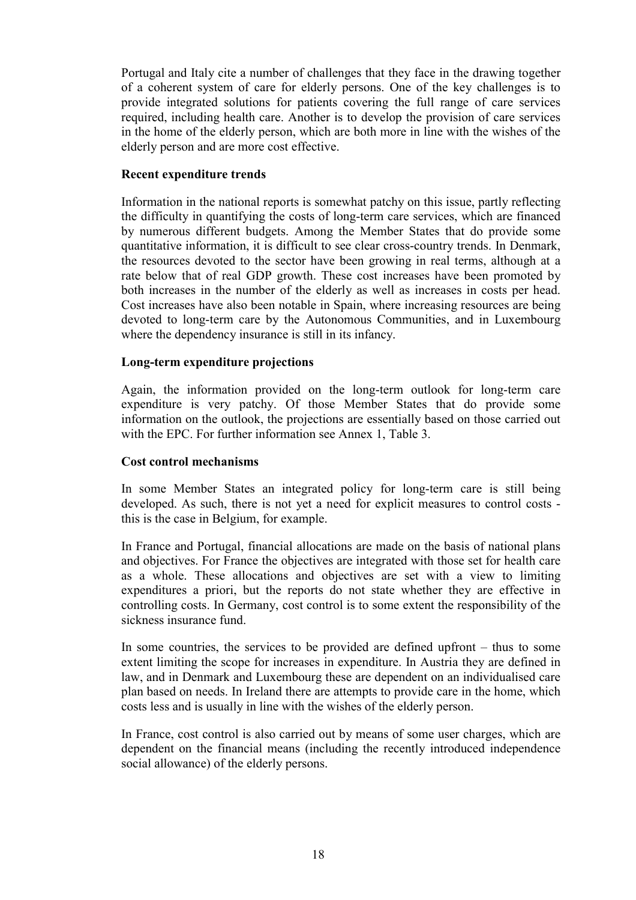Portugal and Italy cite a number of challenges that they face in the drawing together of a coherent system of care for elderly persons. One of the key challenges is to provide integrated solutions for patients covering the full range of care services required, including health care. Another is to develop the provision of care services in the home of the elderly person, which are both more in line with the wishes of the elderly person and are more cost effective.

**Recent expenditure trends**

Information in the national reports is somewhat patchy on this issue, partly reflecting the difficulty in quantifying the costs of long-term care services, which are financed by numerous different budgets. Among the Member States that do provide some quantitative information, it is difficult to see clear cross-country trends. In Denmark, the resources devoted to the sector have been growing in real terms, although at a rate below that of real GDP growth. These cost increases have been promoted by both increases in the number of the elderly as well as increases in costs per head. Cost increases have also been notable in Spain, where increasing resources are being devoted to long-term care by the Autonomous Communities, and in Luxembourg where the dependency insurance is still in its infancy.

**Long-term expenditure projections**

Again, the information provided on the long-term outlook for long-term care expenditure is very patchy. Of those Member States that do provide some information on the outlook, the projections are essentially based on those carried out with the EPC. For further information see Annex 1, Table 3.

**Cost control mechanisms**

In some Member States an integrated policy for long-term care is still being developed. As such, there is not yet a need for explicit measures to control costs - this is the case in Belgium, for example.

In France and Portugal, financial allocations are made on the basis of national plans and objectives. For France the objectives are integrated with those set for health care as a whole. These allocations and objectives are set with a view to limiting expenditures a priori, but the reports do not state whether they are effective in controlling costs. In Germany, cost control is to some extent the responsibility of the sickness insurance fund.

In some countries, the services to be provided are defined upfront – thus to some extent limiting the scope for increases in expenditure. In Austria they are defined in law, and in Denmark and Luxembourg these are dependent on an individualised care plan based on needs. In Ireland there are attempts to provide care in the home, which costs less and is usually in line with the wishes of the elderly person.

In France, cost control is also carried out by means of some user charges, which are dependent on the financial means (including the recently introduced independence social allowance) of the elderly persons.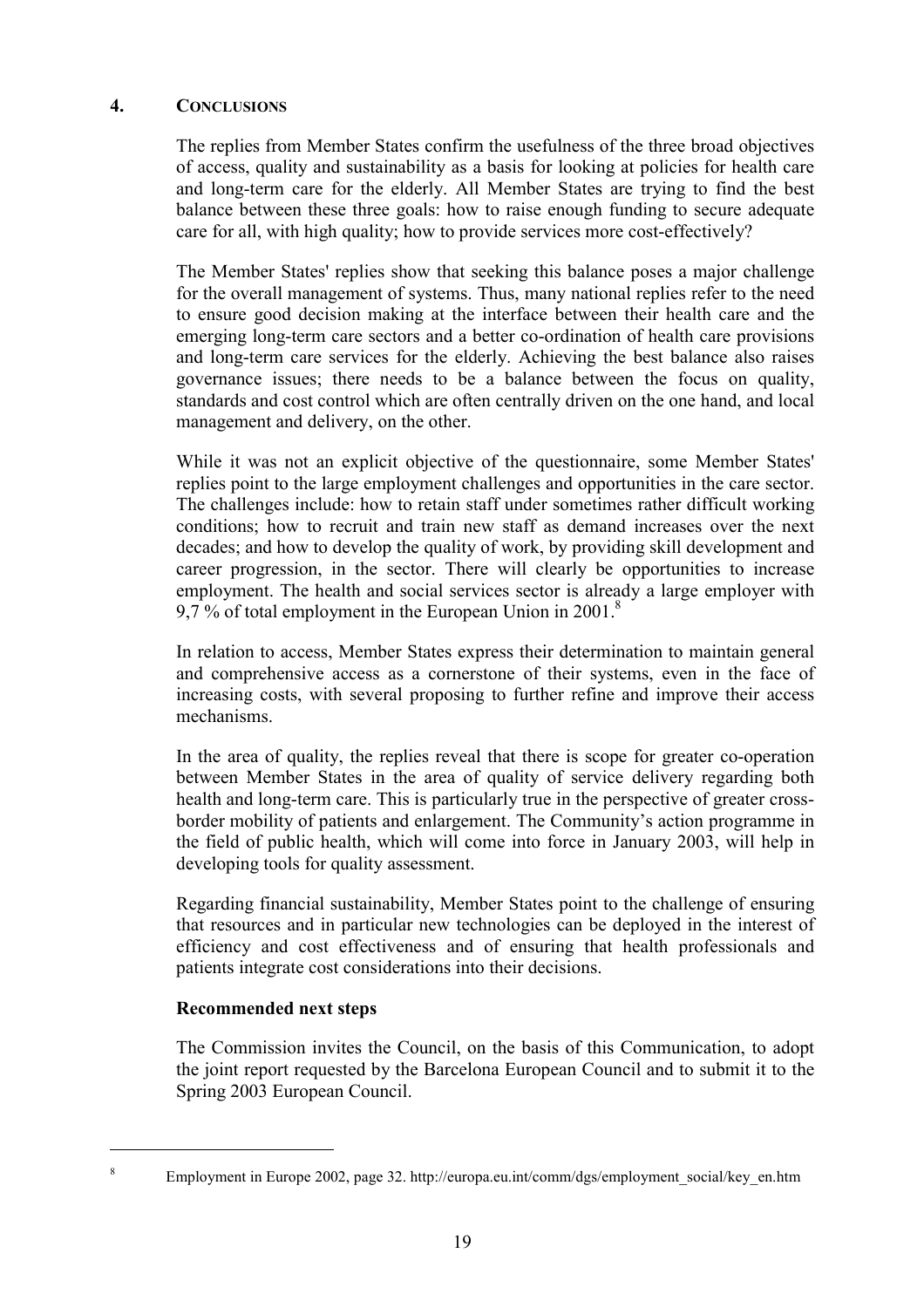## 4. CONCLUSIONS

The replies from Member States confirm the usefulness of the three broad objectives of access, quality and sustainability as a basis for looking at policies for health care and long-term care for the elderly. All Member States are trying to find the best balance between these three goals: how to raise enough funding to secure adequate care for all, with high quality; how to provide services more cost-effectively?

The Member States' replies show that seeking this balance poses a major challenge for the overall management of systems. Thus, many national replies refer to the need to ensure good decision making at the interface between their health care and the emerging long-term care sectors and a better co-ordination of health care provisions and long-term care services for the elderly. Achieving the best balance also raises governance issues; there needs to be a balance between the focus on quality, standards and cost control which are often centrally driven on the one hand, and local management and delivery, on the other.

While it was not an explicit objective of the questionnaire, some Member States' replies point to the large employment challenges and opportunities in the care sector. The challenges include: how to retain staff under sometimes rather difficult working conditions; how to recruit and train new staff as demand increases over the next decades; and how to develop the quality of work, by providing skill development and career progression, in the sector. There will clearly be opportunities to increase employment. The health and social services sector is already a large employer with 9,7 % of total employment in the European Union in 2001.[8]

In relation to access, Member States express their determination to maintain general and comprehensive access as a cornerstone of their systems, even in the face of increasing costs, with several proposing to further refine and improve their access mechanisms.

In the area of quality, the replies reveal that there is scope for greater co-operation between Member States in the area of quality of service delivery regarding both health and long-term care. This is particularly true in the perspective of greater cross-border mobility of patients and enlargement. The Community's action programme in the field of public health, which will come into force in January 2003, will help in developing tools for quality assessment.

Regarding financial sustainability, Member States point to the challenge of ensuring that resources and in particular new technologies can be deployed in the interest of efficiency and cost effectiveness and of ensuring that health professionals and patients integrate cost considerations into their decisions.

**Recommended next steps**

The Commission invites the Council, on the basis of this Communication, to adopt the joint report requested by the Barcelona European Council and to submit it to the Spring 2003 European Council.

---

[8] Employment in Europe 2002, page 32. http://europa.eu.int/comm/dgs/employment_social/key_en.htm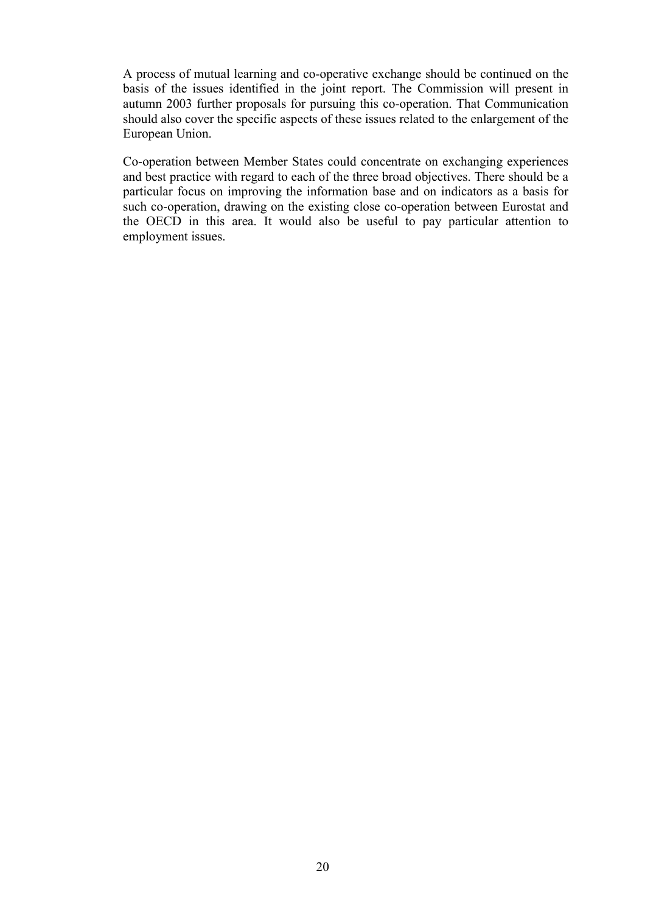A process of mutual learning and co-operative exchange should be continued on the basis of the issues identified in the joint report. The Commission will present in autumn 2003 further proposals for pursuing this co-operation. That Communication should also cover the specific aspects of these issues related to the enlargement of the European Union.

Co-operation between Member States could concentrate on exchanging experiences and best practice with regard to each of the three broad objectives. There should be a particular focus on improving the information base and on indicators as a basis for such co-operation, drawing on the existing close co-operation between Eurostat and the OECD in this area. It would also be useful to pay particular attention to employment issues.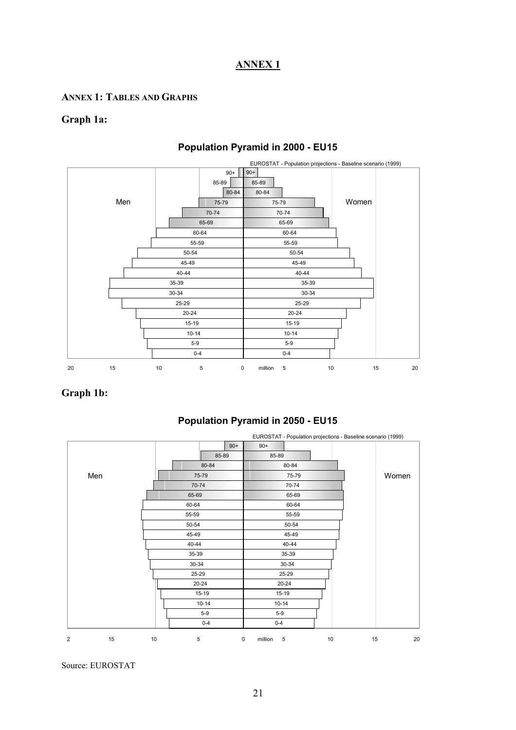# ANNEX 1

## ANNEX 1: TABLES AND GRAPHS

### Graph 1a:

**Population Pyramid in 2000 - EU15**

EUROSTAT - Population projections - Baseline scenario (1999)

Men | Women

90+, 85-89, 80-84, 75-79, 70-74, 65-69, 60-64, 55-59, 50-54, 45-49, 40-44, 35-39, 30-34, 25-29, 20-24, 15-19, 10-14, 5-9, 0-4

20 15 10 5 0 million 5 10 15 20

### Graph 1b:

**Population Pyramid in 2050 - EU15**

EUROSTAT - Population projections - Baseline scenario (1999)

Men | Women

90+, 85-89, 80-84, 75-79, 70-74, 65-69, 60-64, 55-59, 50-54, 45-49, 40-44, 35-39, 30-34, 25-29, 20-24, 15-19, 10-14, 5-9, 0-4

2 15 10 5 0 million 5 10 15 20

Source: EUROSTAT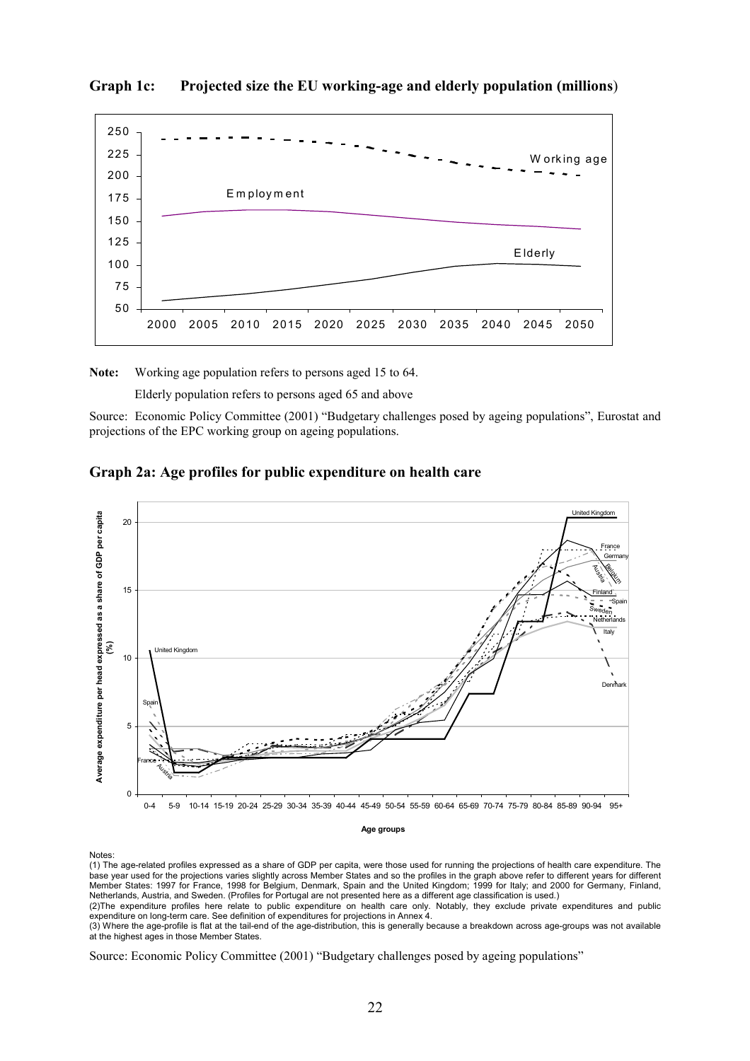**Graph 1c: Projected size the EU working-age and elderly population (millions)**

**Note:** Working age population refers to persons aged 15 to 64.

Elderly population refers to persons aged 65 and above

Source: Economic Policy Committee (2001) "Budgetary challenges posed by ageing populations", Eurostat and projections of the EPC working group on ageing populations.

**Graph 2a: Age profiles for public expenditure on health care**

Notes:

(1) The age-related profiles expressed as a share of GDP per capita, were those used for running the projections of health care expenditure. The base year used for the projections varies slightly across Member States and so the profiles in the graph above refer to different years for different Member States: 1997 for France, 1998 for Belgium, Denmark, Spain and the United Kingdom; 1999 for Italy; and 2000 for Germany, Finland, Netherlands, Austria, and Sweden. (Profiles for Portugal are not presented here as a different age classification is used.)

(2)The expenditure profiles here relate to public expenditure on health care only. Notably, they exclude private expenditures and public expenditure on long-term care. See definition of expenditures for projections in Annex 4.

(3) Where the age-profile is flat at the tail-end of the age-distribution, this is generally because a breakdown across age-groups was not available at the highest ages in those Member States.

Source: Economic Policy Committee (2001) "Budgetary challenges posed by ageing populations"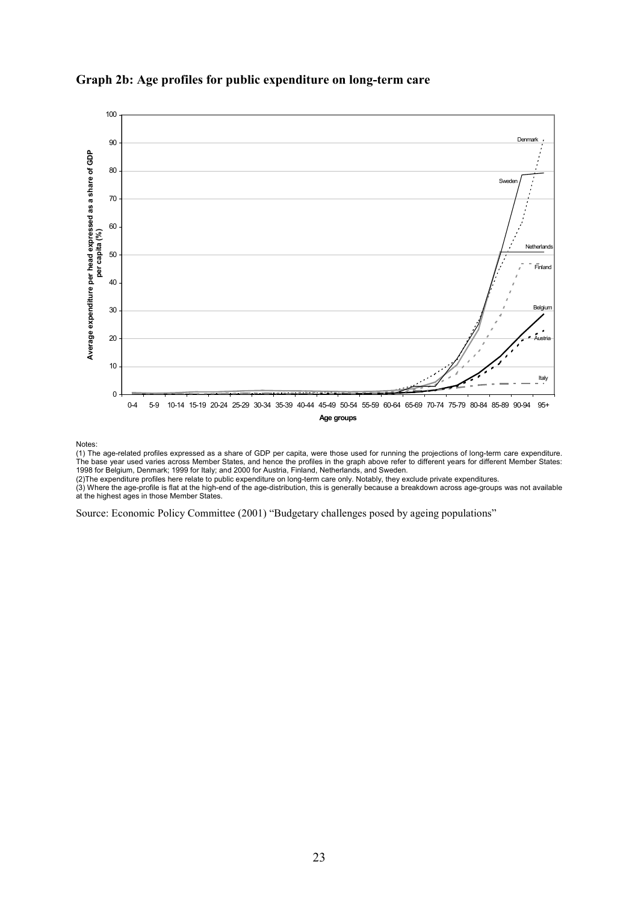**Graph 2b: Age profiles for public expenditure on long-term care**

Notes:

(1) The age-related profiles expressed as a share of GDP per capita, were those used for running the projections of long-term care expenditure. The base year used varies across Member States, and hence the profiles in the graph above refer to different years for different Member States: 1998 for Belgium, Denmark; 1999 for Italy; and 2000 for Austria, Finland, Netherlands, and Sweden.

(2)The expenditure profiles here relate to public expenditure on long-term care only. Notably, they exclude private expenditures.

(3) Where the age-profile is flat at the high-end of the age-distribution, this is generally because a breakdown across age-groups was not available at the highest ages in those Member States.

Source: Economic Policy Committee (2001) "Budgetary challenges posed by ageing populations"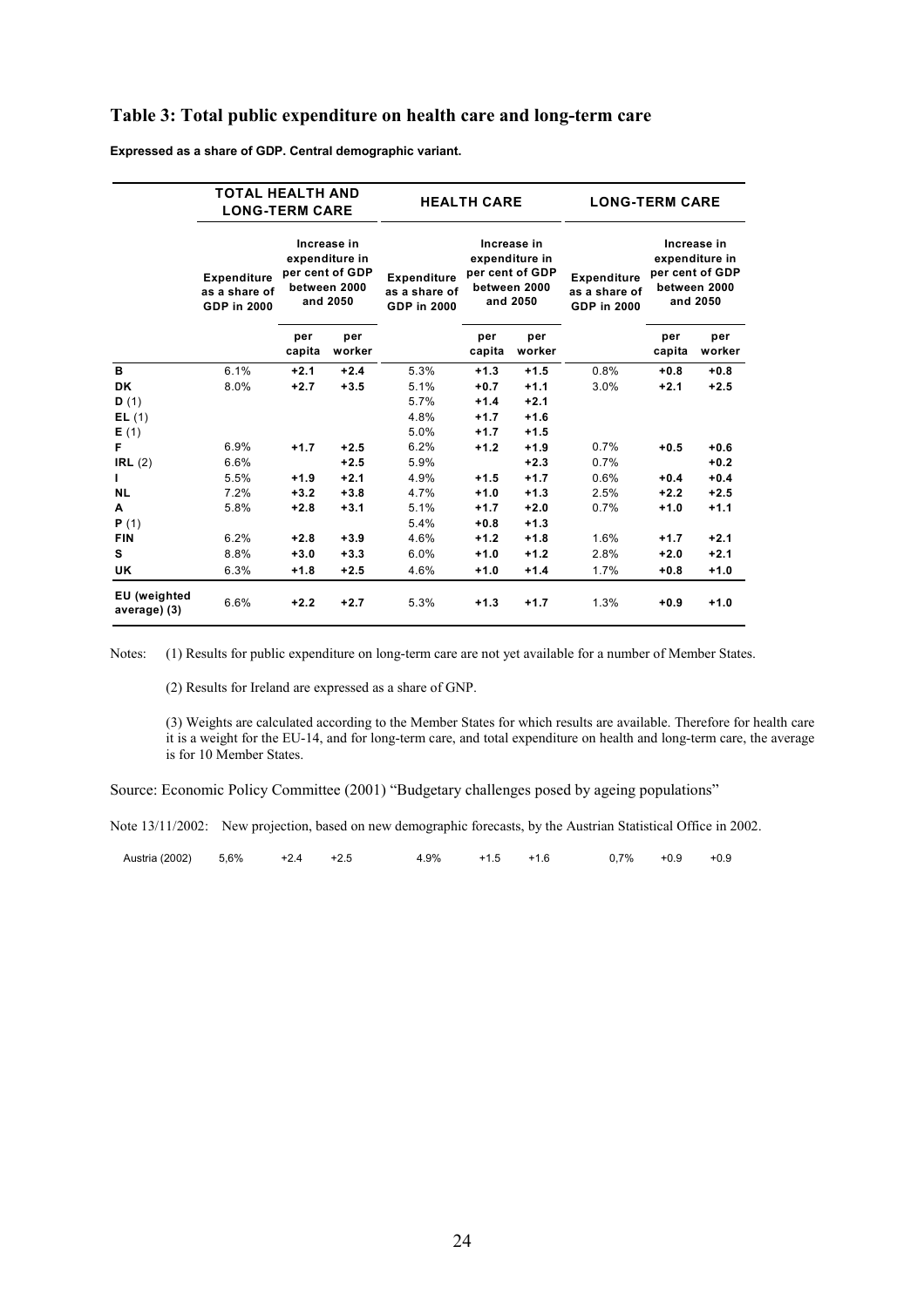## Table 3: Total public expenditure on health care and long-term care

**Expressed as a share of GDP. Central demographic variant.**

| | **TOTAL HEALTH AND LONG-TERM CARE** | | | **HEALTH CARE** | | | **LONG-TERM CARE** | | |
|---|---|---|---|---|---|---|---|---|---|
| | **Expenditure as a share of GDP in 2000** | **Increase in expenditure in per cent of GDP between 2000 and 2050** | | **Expenditure as a share of GDP in 2000** | **Increase in expenditure in per cent of GDP between 2000 and 2050** | | **Expenditure as a share of GDP in 2000** | **Increase in expenditure in per cent of GDP between 2000 and 2050** | |
| | | **per capita** | **per worker** | | **per capita** | **per worker** | | **per capita** | **per worker** |
| **B** | 6.1% | **+2.1** | **+2.4** | 5.3% | **+1.3** | **+1.5** | 0.8% | **+0.8** | **+0.8** |
| **DK** | 8.0% | **+2.7** | **+3.5** | 5.1% | **+0.7** | **+1.1** | 3.0% | **+2.1** | **+2.5** |
| **D** (1) | | | | 5.7% | **+1.4** | **+2.1** | | | |
| **EL** (1) | | | | 4.8% | **+1.7** | **+1.6** | | | |
| **E** (1) | | | | 5.0% | **+1.7** | **+1.5** | | | |
| **F** | 6.9% | **+1.7** | **+2.5** | 6.2% | **+1.2** | **+1.9** | 0.7% | **+0.5** | **+0.6** |
| **IRL** (2) | 6.6% | | **+2.5** | 5.9% | | **+2.3** | 0.7% | | **+0.2** |
| **I** | 5.5% | **+1.9** | **+2.1** | 4.9% | **+1.5** | **+1.7** | 0.6% | **+0.4** | **+0.4** |
| **NL** | 7.2% | **+3.2** | **+3.8** | 4.7% | **+1.0** | **+1.3** | 2.5% | **+2.2** | **+2.5** |
| **A** | 5.8% | **+2.8** | **+3.1** | 5.1% | **+1.7** | **+2.0** | 0.7% | **+1.0** | **+1.1** |
| **P** (1) | | | | 5.4% | **+0.8** | **+1.3** | | | |
| **FIN** | 6.2% | **+2.8** | **+3.9** | 4.6% | **+1.2** | **+1.8** | 1.6% | **+1.7** | **+2.1** |
| **S** | 8.8% | **+3.0** | **+3.3** | 6.0% | **+1.0** | **+1.2** | 2.8% | **+2.0** | **+2.1** |
| **UK** | 6.3% | **+1.8** | **+2.5** | 4.6% | **+1.0** | **+1.4** | 1.7% | **+0.8** | **+1.0** |
| **EU (weighted average) (3)** | 6.6% | **+2.2** | **+2.7** | 5.3% | **+1.3** | **+1.7** | 1.3% | **+0.9** | **+1.0** |

Notes: (1) Results for public expenditure on long-term care are not yet available for a number of Member States.

(2) Results for Ireland are expressed as a share of GNP.

(3) Weights are calculated according to the Member States for which results are available. Therefore for health care it is a weight for the EU-14, and for long-term care, and total expenditure on health and long-term care, the average is for 10 Member States.

Source: Economic Policy Committee (2001) "Budgetary challenges posed by ageing populations"

Note 13/11/2002: New projection, based on new demographic forecasts, by the Austrian Statistical Office in 2002.

| Austria (2002) | 5,6% | +2.4 | +2.5 | 4.9% | +1.5 | +1.6 | 0,7% | +0.9 | +0.9 |
|---|---|---|---|---|---|---|---|---|---|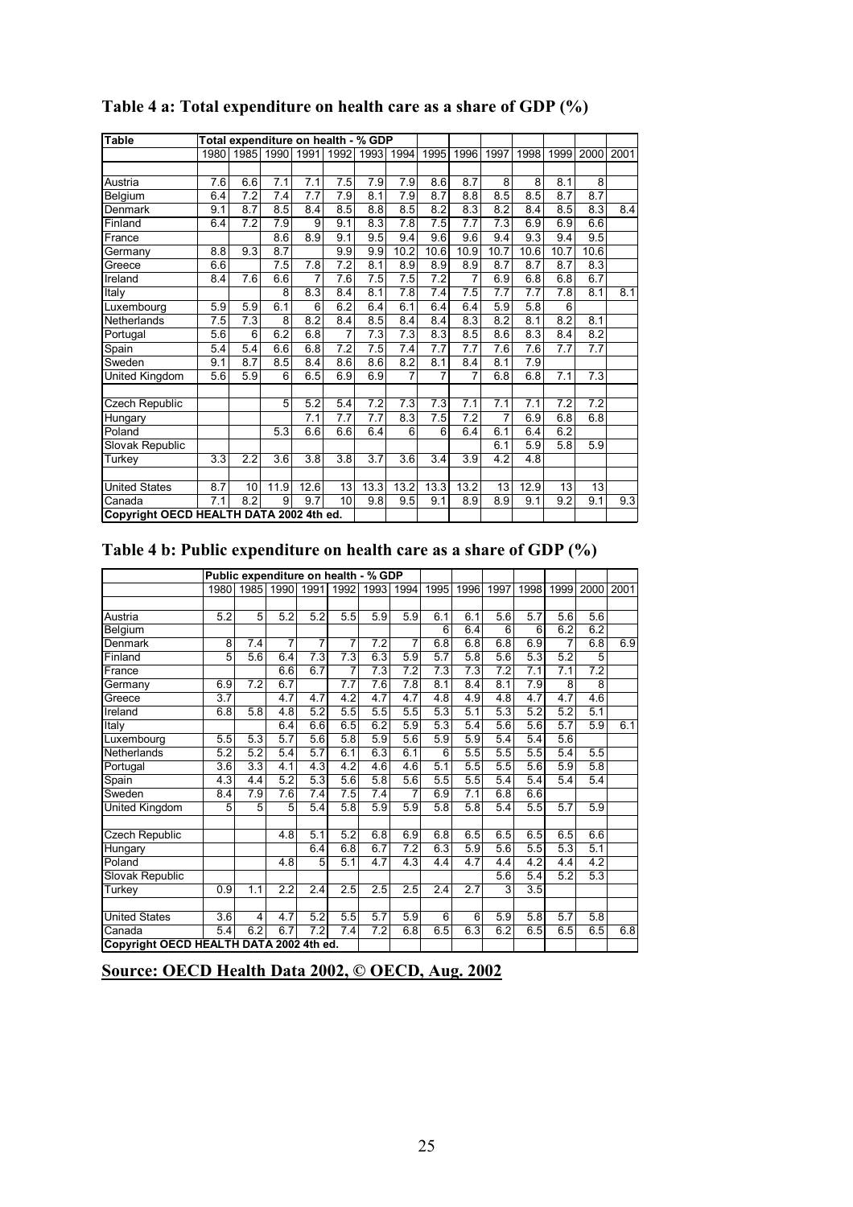## Table 4 a: Total expenditure on health care as a share of GDP (%)

| Table | Total expenditure on health - % GDP | | | | | | | | | | | | | |
|---|---|---|---|---|---|---|---|---|---|---|---|---|---|---|
| | 1980 | 1985 | 1990 | 1991 | 1992 | 1993 | 1994 | 1995 | 1996 | 1997 | 1998 | 1999 | 2000 | 2001 |
| Austria | 7.6 | 6.6 | 7.1 | 7.1 | 7.5 | 7.9 | 7.9 | 8.6 | 8.7 | 8 | 8 | 8.1 | 8 | |
| Belgium | 6.4 | 7.2 | 7.4 | 7.7 | 7.9 | 8.1 | 7.9 | 8.7 | 8.8 | 8.5 | 8.5 | 8.7 | 8.7 | |
| Denmark | 9.1 | 8.7 | 8.5 | 8.4 | 8.5 | 8.8 | 8.5 | 8.2 | 8.3 | 8.2 | 8.4 | 8.5 | 8.3 | 8.4 |
| Finland | 6.4 | 7.2 | 7.9 | 9 | 9.1 | 8.3 | 7.8 | 7.5 | 7.7 | 7.3 | 6.9 | 6.9 | 6.6 | |
| France | | | 8.6 | 8.9 | 9.1 | 9.5 | 9.4 | 9.6 | 9.6 | 9.4 | 9.3 | 9.4 | 9.5 | |
| Germany | 8.8 | 9.3 | 8.7 | | 9.9 | 9.9 | 10.2 | 10.6 | 10.9 | 10.7 | 10.6 | 10.7 | 10.6 | |
| Greece | 6.6 | | 7.5 | 7.8 | 7.2 | 8.1 | 8.9 | 8.9 | 8.9 | 8.7 | 8.7 | 8.7 | 8.3 | |
| Ireland | 8.4 | 7.6 | 6.6 | 7 | 7.6 | 7.5 | 7.5 | 7.2 | 7 | 6.9 | 6.8 | 6.8 | 6.7 | |
| Italy | | | 8 | 8.3 | 8.4 | 8.1 | 7.8 | 7.4 | 7.5 | 7.7 | 7.7 | 7.8 | 8.1 | 8.1 |
| Luxembourg | 5.9 | 5.9 | 6.1 | 6 | 6.2 | 6.4 | 6.1 | 6.4 | 6.4 | 5.9 | 5.8 | 6 | | |
| Netherlands | 7.5 | 7.3 | 8 | 8.2 | 8.4 | 8.5 | 8.4 | 8.4 | 8.3 | 8.2 | 8.1 | 8.2 | 8.1 | |
| Portugal | 5.6 | 6 | 6.2 | 6.8 | 7 | 7.3 | 7.3 | 8.3 | 8.5 | 8.6 | 8.3 | 8.4 | 8.2 | |
| Spain | 5.4 | 5.4 | 6.6 | 6.8 | 7.2 | 7.5 | 7.4 | 7.7 | 7.7 | 7.6 | 7.6 | 7.7 | 7.7 | |
| Sweden | 9.1 | 8.7 | 8.5 | 8.4 | 8.6 | 8.6 | 8.2 | 8.1 | 8.4 | 8.1 | 7.9 | | | |
| United Kingdom | 5.6 | 5.9 | 6 | 6.5 | 6.9 | 6.9 | 7 | 7 | 7 | 6.8 | 6.8 | 7.1 | 7.3 | |
| Czech Republic | | | 5 | 5.2 | 5.4 | 7.2 | 7.3 | 7.3 | 7.1 | 7.1 | 7.1 | 7.2 | 7.2 | |
| Hungary | | | | 7.1 | 7.7 | 7.7 | 8.3 | 7.5 | 7.2 | 7 | 6.9 | 6.8 | 6.8 | |
| Poland | | | 5.3 | 6.6 | 6.6 | 6.4 | 6 | 6 | 6.4 | 6.1 | 6.4 | 6.2 | | |
| Slovak Republic | | | | | | | | | | 6.1 | 5.9 | 5.8 | 5.9 | |
| Turkey | 3.3 | 2.2 | 3.6 | 3.8 | 3.8 | 3.7 | 3.6 | 3.4 | 3.9 | 4.2 | 4.8 | | | |
| United States | 8.7 | 10 | 11.9 | 12.6 | 13 | 13.3 | 13.2 | 13.3 | 13.2 | 13 | 12.9 | 13 | 13 | |
| Canada | 7.1 | 8.2 | 9 | 9.7 | 10 | 9.8 | 9.5 | 9.1 | 8.9 | 8.9 | 9.1 | 9.2 | 9.1 | 9.3 |
| Copyright OECD HEALTH DATA 2002 4th ed. | | | | | | | | | | | | | | |

## Table 4 b: Public expenditure on health care as a share of GDP (%)

| | Public expenditure on health - % GDP | | | | | | | | | | | | | |
|---|---|---|---|---|---|---|---|---|---|---|---|---|---|---|
| | 1980 | 1985 | 1990 | 1991 | 1992 | 1993 | 1994 | 1995 | 1996 | 1997 | 1998 | 1999 | 2000 | 2001 |
| Austria | 5.2 | 5 | 5.2 | 5.2 | 5.5 | 5.9 | 5.9 | 6.1 | 6.1 | 5.6 | 5.7 | 5.6 | 5.6 | |
| Belgium | | | | | | | | 6 | 6.4 | 6 | 6 | 6.2 | 6.2 | |
| Denmark | 8 | 7.4 | 7 | 7 | 7 | 7.2 | 7 | 6.8 | 6.8 | 6.8 | 6.9 | 7 | 6.8 | 6.9 |
| Finland | 5 | 5.6 | 6.4 | 7.3 | 7.3 | 6.3 | 5.9 | 5.7 | 5.8 | 5.6 | 5.3 | 5.2 | 5 | |
| France | | | 6.6 | 6.7 | 7 | 7.3 | 7.2 | 7.3 | 7.3 | 7.2 | 7.1 | 7.1 | 7.2 | |
| Germany | 6.9 | 7.2 | 6.7 | | 7.7 | 7.6 | 7.8 | 8.1 | 8.4 | 8.1 | 7.9 | 8 | 8 | |
| Greece | 3.7 | | 4.7 | 4.7 | 4.2 | 4.7 | 4.7 | 4.8 | 4.9 | 4.8 | 4.7 | 4.7 | 4.6 | |
| Ireland | 6.8 | 5.8 | 4.8 | 5.2 | 5.5 | 5.5 | 5.5 | 5.3 | 5.1 | 5.3 | 5.2 | 5.2 | 5.1 | |
| Italy | | | 6.4 | 6.6 | 6.5 | 6.2 | 5.9 | 5.3 | 5.4 | 5.6 | 5.6 | 5.7 | 5.9 | 6.1 |
| Luxembourg | 5.5 | 5.3 | 5.7 | 5.6 | 5.8 | 5.9 | 5.6 | 5.9 | 5.9 | 5.4 | 5.4 | 5.6 | | |
| Netherlands | 5.2 | 5.2 | 5.4 | 5.7 | 6.1 | 6.3 | 6.1 | 6 | 5.5 | 5.5 | 5.5 | 5.4 | 5.5 | |
| Portugal | 3.6 | 3.3 | 4.1 | 4.3 | 4.2 | 4.6 | 4.6 | 5.1 | 5.5 | 5.5 | 5.6 | 5.9 | 5.8 | |
| Spain | 4.3 | 4.4 | 5.2 | 5.3 | 5.6 | 5.8 | 5.6 | 5.5 | 5.5 | 5.4 | 5.4 | 5.4 | 5.4 | |
| Sweden | 8.4 | 7.9 | 7.6 | 7.4 | 7.5 | 7.4 | 7 | 6.9 | 7.1 | 6.8 | 6.6 | | | |
| United Kingdom | 5 | 5 | 5 | 5.4 | 5.8 | 5.9 | 5.9 | 5.8 | 5.8 | 5.4 | 5.5 | 5.7 | 5.9 | |
| Czech Republic | | | 4.8 | 5.1 | 5.2 | 6.8 | 6.9 | 6.8 | 6.5 | 6.5 | 6.5 | 6.5 | 6.6 | |
| Hungary | | | | 6.4 | 6.8 | 6.7 | 7.2 | 6.3 | 5.9 | 5.6 | 5.5 | 5.3 | 5.1 | |
| Poland | | | 4.8 | 5 | 5.1 | 4.7 | 4.3 | 4.4 | 4.7 | 4.4 | 4.2 | 4.4 | 4.2 | |
| Slovak Republic | | | | | | | | | | 5.6 | 5.4 | 5.2 | 5.3 | |
| Turkey | 0.9 | 1.1 | 2.2 | 2.4 | 2.5 | 2.5 | 2.5 | 2.4 | 2.7 | 3 | 3.5 | | | |
| United States | 3.6 | 4 | 4.7 | 5.2 | 5.5 | 5.7 | 5.9 | 6 | 6 | 5.9 | 5.8 | 5.7 | 5.8 | |
| Canada | 5.4 | 6.2 | 6.7 | 7.2 | 7.4 | 7.2 | 6.8 | 6.5 | 6.3 | 6.2 | 6.5 | 6.5 | 6.5 | 6.8 |
| Copyright OECD HEALTH DATA 2002 4th ed. | | | | | | | | | | | | | | |

**Source: OECD Health Data 2002, © OECD, Aug. 2002**